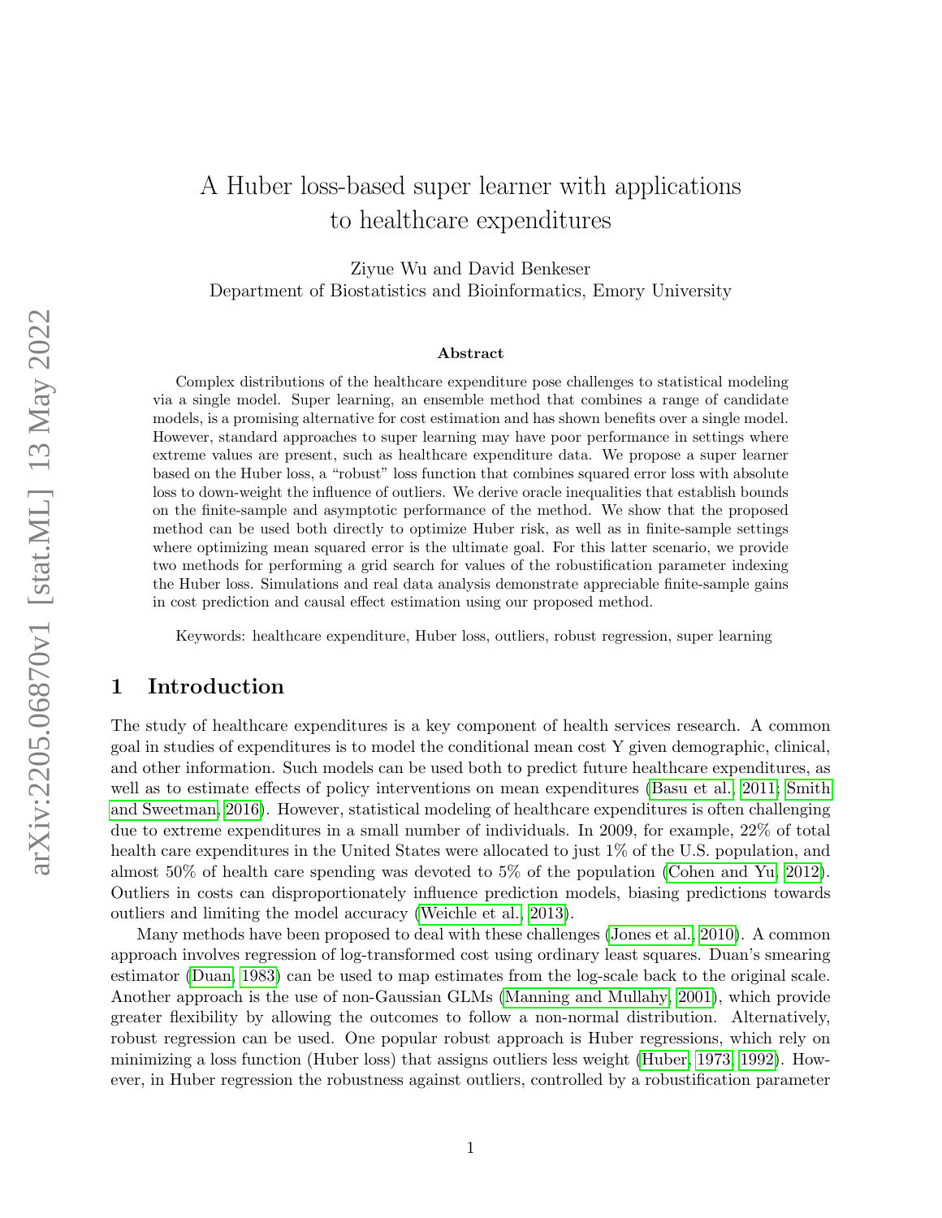// A Huber loss-based super learner with applications to healthcare expenditures

Ziyue Wu and David Benkeser
Department of Biostatistics and Bioinformatics, Emory University

**Abstract**

Complex distributions of the healthcare expenditure pose challenges to statistical modeling via a single model. Super learning, an ensemble method that combines a range of candidate models, is a promising alternative for cost estimation and has shown benefits over a single model. However, standard approaches to super learning may have poor performance in settings where extreme values are present, such as healthcare expenditure data. We propose a super learner based on the Huber loss, a "robust" loss function that combines squared error loss with absolute loss to down-weight the influence of outliers. We derive oracle inequalities that establish bounds on the finite-sample and asymptotic performance of the method. We show that the proposed method can be used both directly to optimize Huber risk, as well as in finite-sample settings where optimizing mean squared error is the ultimate goal. For this latter scenario, we provide two methods for performing a grid search for values of the robustification parameter indexing the Huber loss. Simulations and real data analysis demonstrate appreciable finite-sample gains in cost prediction and causal effect estimation using our proposed method.

Keywords: healthcare expenditure, Huber loss, outliers, robust regression, super learning

## 1 Introduction

The study of healthcare expenditures is a key component of health services research. A common goal in studies of expenditures is to model the conditional mean cost Y given demographic, clinical, and other information. Such models can be used both to predict future healthcare expenditures, as well as to estimate effects of policy interventions on mean expenditures (Basu et al., 2011; Smith and Sweetman, 2016). However, statistical modeling of healthcare expenditures is often challenging due to extreme expenditures in a small number of individuals. In 2009, for example, 22% of total health care expenditures in the United States were allocated to just 1% of the U.S. population, and almost 50% of health care spending was devoted to 5% of the population (Cohen and Yu, 2012). Outliers in costs can disproportionately influence prediction models, biasing predictions towards outliers and limiting the model accuracy (Weichle et al., 2013).

Many methods have been proposed to deal with these challenges (Jones et al., 2010). A common approach involves regression of log-transformed cost using ordinary least squares. Duan's smearing estimator (Duan, 1983) can be used to map estimates from the log-scale back to the original scale. Another approach is the use of non-Gaussian GLMs (Manning and Mullahy, 2001), which provide greater flexibility by allowing the outcomes to follow a non-normal distribution. Alternatively, robust regression can be used. One popular robust approach is Huber regressions, which rely on minimizing a loss function (Huber loss) that assigns outliers less weight (Huber, 1973, 1992). However, in Huber regression the robustness against outliers, controlled by a robustification parameter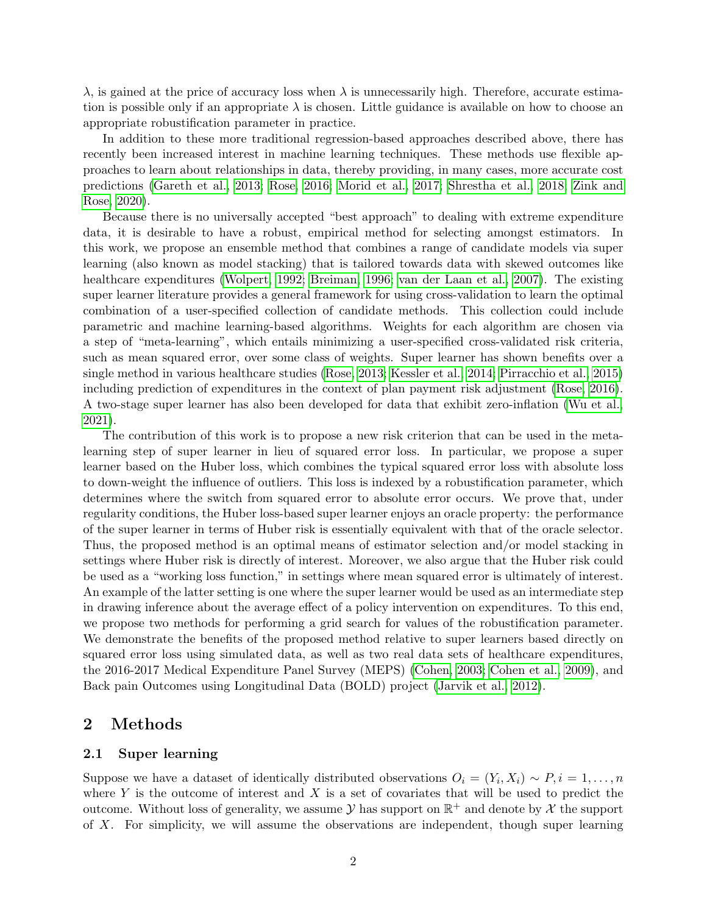$\lambda$, is gained at the price of accuracy loss when $\lambda$ is unnecessarily high. Therefore, accurate estimation is possible only if an appropriate $\lambda$ is chosen. Little guidance is available on how to choose an appropriate robustification parameter in practice.

In addition to these more traditional regression-based approaches described above, there has recently been increased interest in machine learning techniques. These methods use flexible approaches to learn about relationships in data, thereby providing, in many cases, more accurate cost predictions (Gareth et al., 2013; Rose, 2016; Morid et al., 2017; Shrestha et al., 2018; Zink and Rose, 2020).

Because there is no universally accepted "best approach" to dealing with extreme expenditure data, it is desirable to have a robust, empirical method for selecting amongst estimators. In this work, we propose an ensemble method that combines a range of candidate models via super learning (also known as model stacking) that is tailored towards data with skewed outcomes like healthcare expenditures (Wolpert, 1992; Breiman, 1996; van der Laan et al., 2007). The existing super learner literature provides a general framework for using cross-validation to learn the optimal combination of a user-specified collection of candidate methods. This collection could include parametric and machine learning-based algorithms. Weights for each algorithm are chosen via a step of "meta-learning", which entails minimizing a user-specified cross-validated risk criteria, such as mean squared error, over some class of weights. Super learner has shown benefits over a single method in various healthcare studies (Rose, 2013; Kessler et al., 2014; Pirracchio et al., 2015) including prediction of expenditures in the context of plan payment risk adjustment (Rose, 2016). A two-stage super learner has also been developed for data that exhibit zero-inflation (Wu et al., 2021).

The contribution of this work is to propose a new risk criterion that can be used in the meta-learning step of super learner in lieu of squared error loss. In particular, we propose a super learner based on the Huber loss, which combines the typical squared error loss with absolute loss to down-weight the influence of outliers. This loss is indexed by a robustification parameter, which determines where the switch from squared error to absolute error occurs. We prove that, under regularity conditions, the Huber loss-based super learner enjoys an oracle property: the performance of the super learner in terms of Huber risk is essentially equivalent with that of the oracle selector. Thus, the proposed method is an optimal means of estimator selection and/or model stacking in settings where Huber risk is directly of interest. Moreover, we also argue that the Huber risk could be used as a "working loss function," in settings where mean squared error is ultimately of interest. An example of the latter setting is one where the super learner would be used as an intermediate step in drawing inference about the average effect of a policy intervention on expenditures. To this end, we propose two methods for performing a grid search for values of the robustification parameter. We demonstrate the benefits of the proposed method relative to super learners based directly on squared error loss using simulated data, as well as two real data sets of healthcare expenditures, the 2016-2017 Medical Expenditure Panel Survey (MEPS) (Cohen, 2003; Cohen et al., 2009), and Back pain Outcomes using Longitudinal Data (BOLD) project (Jarvik et al., 2012).

## 2 Methods

### 2.1 Super learning

Suppose we have a dataset of identically distributed observations $O_i = (Y_i, X_i) \sim P, i = 1, \ldots, n$ where $Y$ is the outcome of interest and $X$ is a set of covariates that will be used to predict the outcome. Without loss of generality, we assume $\mathcal{Y}$ has support on $\mathbb{R}^+$ and denote by $\mathcal{X}$ the support of $X$. For simplicity, we will assume the observations are independent, though super learning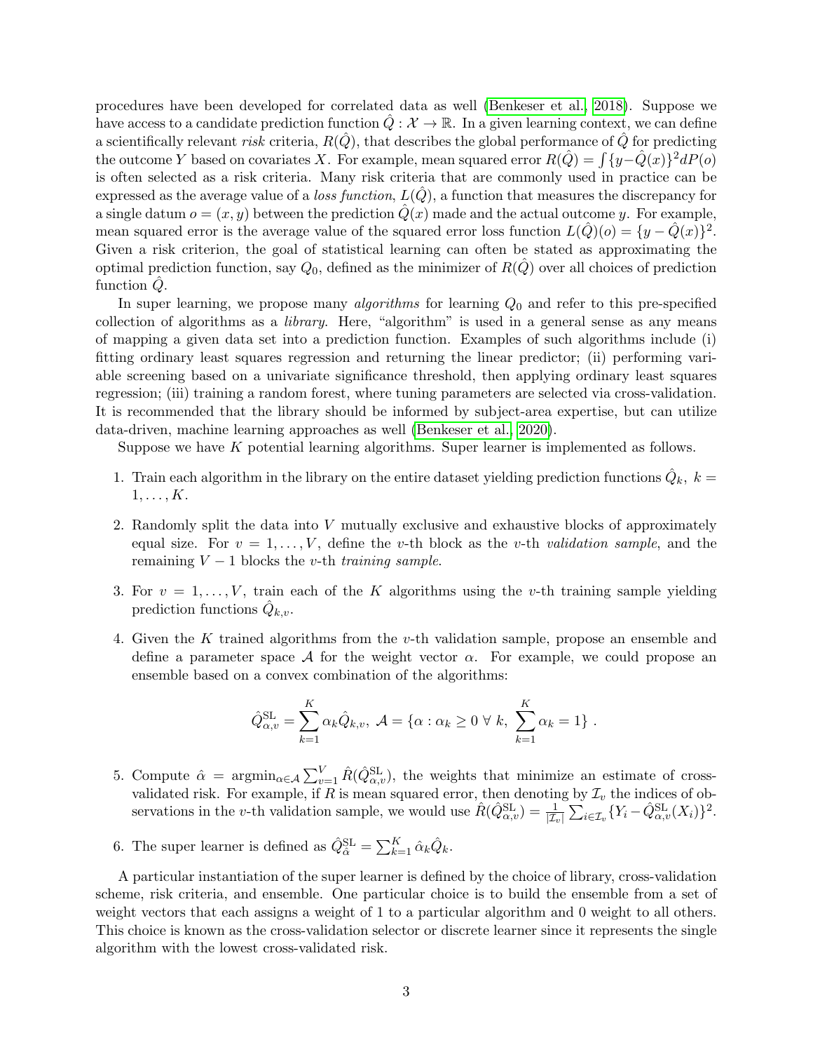procedures have been developed for correlated data as well (Benkeser et al., 2018). Suppose we have access to a candidate prediction function $\hat{Q} : \mathcal{X} \to \mathbb{R}$. In a given learning context, we can define a scientifically relevant *risk* criteria, $R(\hat{Q})$, that describes the global performance of $\hat{Q}$ for predicting the outcome $Y$ based on covariates $X$. For example, mean squared error $R(\hat{Q}) = \int \{y - \hat{Q}(x)\}^2 dP(o)$ is often selected as a risk criteria. Many risk criteria that are commonly used in practice can be expressed as the average value of a *loss function*, $L(\hat{Q})$, a function that measures the discrepancy for a single datum $o = (x, y)$ between the prediction $\hat{Q}(x)$ made and the actual outcome $y$. For example, mean squared error is the average value of the squared error loss function $L(\hat{Q})(o) = \{y - \hat{Q}(x)\}^2$. Given a risk criterion, the goal of statistical learning can often be stated as approximating the optimal prediction function, say $Q_0$, defined as the minimizer of $R(\hat{Q})$ over all choices of prediction function $\hat{Q}$.

In super learning, we propose many *algorithms* for learning $Q_0$ and refer to this pre-specified collection of algorithms as a *library*. Here, "algorithm" is used in a general sense as any means of mapping a given data set into a prediction function. Examples of such algorithms include (i) fitting ordinary least squares regression and returning the linear predictor; (ii) performing variable screening based on a univariate significance threshold, then applying ordinary least squares regression; (iii) training a random forest, where tuning parameters are selected via cross-validation. It is recommended that the library should be informed by subject-area expertise, but can utilize data-driven, machine learning approaches as well (Benkeser et al., 2020).

Suppose we have $K$ potential learning algorithms. Super learner is implemented as follows.

1. Train each algorithm in the library on the entire dataset yielding prediction functions $\hat{Q}_k,\ k = 1, \ldots, K$.

2. Randomly split the data into $V$ mutually exclusive and exhaustive blocks of approximately equal size. For $v = 1, \ldots, V$, define the $v$-th block as the $v$-th *validation sample*, and the remaining $V - 1$ blocks the $v$-th *training sample*.

3. For $v = 1, \ldots, V$, train each of the $K$ algorithms using the $v$-th training sample yielding prediction functions $\hat{Q}_{k,v}$.

4. Given the $K$ trained algorithms from the $v$-th validation sample, propose an ensemble and define a parameter space $\mathcal{A}$ for the weight vector $\alpha$. For example, we could propose an ensemble based on a convex combination of the algorithms:

$$\hat{Q}^{\mathrm{SL}}_{\alpha,v} = \sum_{k=1}^{K} \alpha_k \hat{Q}_{k,v},\ \mathcal{A} = \{\alpha : \alpha_k \geq 0\ \forall\ k,\ \sum_{k=1}^{K} \alpha_k = 1\}\ .$$

5. Compute $\hat{\alpha} = \mathrm{argmin}_{\alpha \in \mathcal{A}} \sum_{v=1}^{V} \hat{R}(\hat{Q}^{\mathrm{SL}}_{\alpha,v})$, the weights that minimize an estimate of cross-validated risk. For example, if $R$ is mean squared error, then denoting by $\mathcal{I}_v$ the indices of observations in the $v$-th validation sample, we would use $\hat{R}(\hat{Q}^{\mathrm{SL}}_{\alpha,v}) = \frac{1}{|\mathcal{I}_v|} \sum_{i \in \mathcal{I}_v} \{Y_i - \hat{Q}^{\mathrm{SL}}_{\alpha,v}(X_i)\}^2$.

6. The super learner is defined as $\hat{Q}^{\mathrm{SL}}_{\hat{\alpha}} = \sum_{k=1}^{K} \hat{\alpha}_k \hat{Q}_k$.

A particular instantiation of the super learner is defined by the choice of library, cross-validation scheme, risk criteria, and ensemble. One particular choice is to build the ensemble from a set of weight vectors that each assigns a weight of 1 to a particular algorithm and 0 weight to all others. This choice is known as the cross-validation selector or discrete learner since it represents the single algorithm with the lowest cross-validated risk.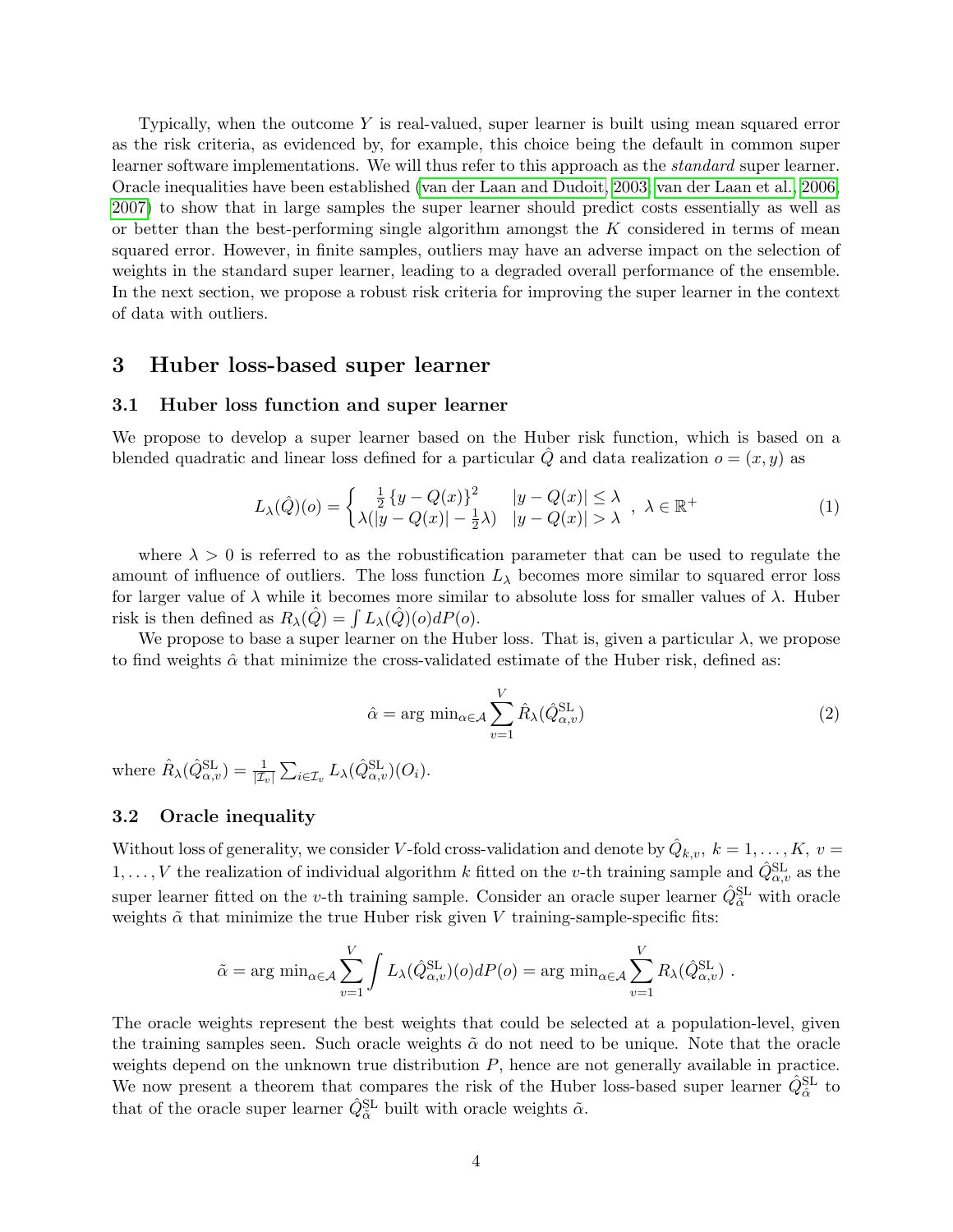Typically, when the outcome $Y$ is real-valued, super learner is built using mean squared error as the risk criteria, as evidenced by, for example, this choice being the default in common super learner software implementations. We will thus refer to this approach as the *standard* super learner. Oracle inequalities have been established (van der Laan and Dudoit, 2003; van der Laan et al., 2006, 2007) to show that in large samples the super learner should predict costs essentially as well as or better than the best-performing single algorithm amongst the $K$ considered in terms of mean squared error. However, in finite samples, outliers may have an adverse impact on the selection of weights in the standard super learner, leading to a degraded overall performance of the ensemble. In the next section, we propose a robust risk criteria for improving the super learner in the context of data with outliers.

## 3 Huber loss-based super learner

### 3.1 Huber loss function and super learner

We propose to develop a super learner based on the Huber risk function, which is based on a blended quadratic and linear loss defined for a particular $\hat{Q}$ and data realization $o = (x, y)$ as

$$L_\lambda(\hat{Q})(o) = \begin{cases} \frac{1}{2}\{y - Q(x)\}^2 & |y - Q(x)| \leq \lambda \\ \lambda(|y - Q(x)| - \frac{1}{2}\lambda) & |y - Q(x)| > \lambda \end{cases}, \ \lambda \in \mathbb{R}^+ \tag{1}$$

where $\lambda > 0$ is referred to as the robustification parameter that can be used to regulate the amount of influence of outliers. The loss function $L_\lambda$ becomes more similar to squared error loss for larger value of $\lambda$ while it becomes more similar to absolute loss for smaller values of $\lambda$. Huber risk is then defined as $R_\lambda(\hat{Q}) = \int L_\lambda(\hat{Q})(o)dP(o)$.

We propose to base a super learner on the Huber loss. That is, given a particular $\lambda$, we propose to find weights $\hat{\alpha}$ that minimize the cross-validated estimate of the Huber risk, defined as:

$$\hat{\alpha} = \arg\min_{\alpha \in \mathcal{A}} \sum_{v=1}^{V} \hat{R}_\lambda(\hat{Q}^{\text{SL}}_{\alpha,v}) \tag{2}$$

where $\hat{R}_\lambda(\hat{Q}^{\text{SL}}_{\alpha,v}) = \frac{1}{|\mathcal{I}_v|}\sum_{i \in \mathcal{I}_v} L_\lambda(\hat{Q}^{\text{SL}}_{\alpha,v})(O_i)$.

### 3.2 Oracle inequality

Without loss of generality, we consider $V$-fold cross-validation and denote by $\hat{Q}_{k,v}$, $k = 1, \ldots, K$, $v = 1, \ldots, V$ the realization of individual algorithm $k$ fitted on the $v$-th training sample and $\hat{Q}^{\text{SL}}_{\alpha,v}$ as the super learner fitted on the $v$-th training sample. Consider an oracle super learner $\hat{Q}^{\text{SL}}_{\tilde{\alpha}}$ with oracle weights $\tilde{\alpha}$ that minimize the true Huber risk given $V$ training-sample-specific fits:

$$\tilde{\alpha} = \arg\min_{\alpha \in \mathcal{A}} \sum_{v=1}^{V} \int L_\lambda(\hat{Q}^{\text{SL}}_{\alpha,v})(o)dP(o) = \arg\min_{\alpha \in \mathcal{A}} \sum_{v=1}^{V} R_\lambda(\hat{Q}^{\text{SL}}_{\alpha,v}) \ .$$

The oracle weights represent the best weights that could be selected at a population-level, given the training samples seen. Such oracle weights $\tilde{\alpha}$ do not need to be unique. Note that the oracle weights depend on the unknown true distribution $P$, hence are not generally available in practice. We now present a theorem that compares the risk of the Huber loss-based super learner $\hat{Q}^{\text{SL}}_{\hat{\alpha}}$ to that of the oracle super learner $\hat{Q}^{\text{SL}}_{\tilde{\alpha}}$ built with oracle weights $\tilde{\alpha}$.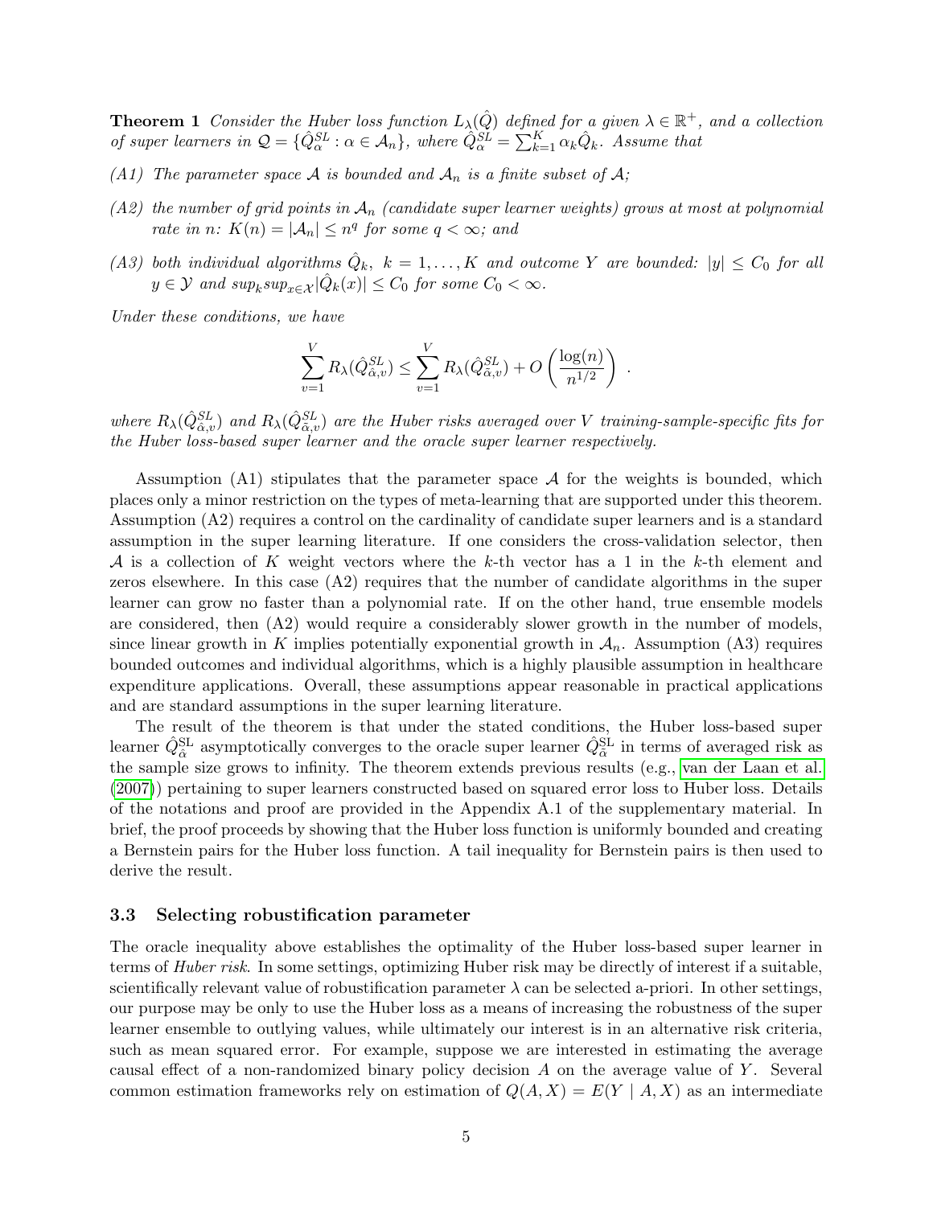**Theorem 1** *Consider the Huber loss function $L_\lambda(\hat{Q})$ defined for a given $\lambda \in \mathbb{R}^+$, and a collection of super learners in $\mathcal{Q} = \{\hat{Q}^{SL}_\alpha : \alpha \in \mathcal{A}_n\}$, where $\hat{Q}^{SL}_\alpha = \sum_{k=1}^{K} \alpha_k \hat{Q}_k$. Assume that*

*(A1) The parameter space $\mathcal{A}$ is bounded and $\mathcal{A}_n$ is a finite subset of $\mathcal{A}$;*

*(A2) the number of grid points in $\mathcal{A}_n$ (candidate super learner weights) grows at most at polynomial rate in $n$: $K(n) = |\mathcal{A}_n| \leq n^q$ for some $q < \infty$; and*

*(A3) both individual algorithms $\hat{Q}_k$, $k = 1, \ldots, K$ and outcome $Y$ are bounded: $|y| \leq C_0$ for all $y \in \mathcal{Y}$ and $sup_k sup_{x \in \mathcal{X}} |\hat{Q}_k(x)| \leq C_0$ for some $C_0 < \infty$.*

*Under these conditions, we have*

$$\sum_{v=1}^{V} R_\lambda(\hat{Q}^{SL}_{\hat{\alpha},v}) \leq \sum_{v=1}^{V} R_\lambda(\hat{Q}^{SL}_{\tilde{\alpha},v}) + O\left(\frac{\log(n)}{n^{1/2}}\right) .$$

*where $R_\lambda(\hat{Q}^{SL}_{\hat{\alpha},v})$ and $R_\lambda(\hat{Q}^{SL}_{\tilde{\alpha},v})$ are the Huber risks averaged over $V$ training-sample-specific fits for the Huber loss-based super learner and the oracle super learner respectively.*

Assumption (A1) stipulates that the parameter space $\mathcal{A}$ for the weights is bounded, which places only a minor restriction on the types of meta-learning that are supported under this theorem. Assumption (A2) requires a control on the cardinality of candidate super learners and is a standard assumption in the super learning literature. If one considers the cross-validation selector, then $\mathcal{A}$ is a collection of $K$ weight vectors where the $k$-th vector has a 1 in the $k$-th element and zeros elsewhere. In this case (A2) requires that the number of candidate algorithms in the super learner can grow no faster than a polynomial rate. If on the other hand, true ensemble models are considered, then (A2) would require a considerably slower growth in the number of models, since linear growth in $K$ implies potentially exponential growth in $\mathcal{A}_n$. Assumption (A3) requires bounded outcomes and individual algorithms, which is a highly plausible assumption in healthcare expenditure applications. Overall, these assumptions appear reasonable in practical applications and are standard assumptions in the super learning literature.

The result of the theorem is that under the stated conditions, the Huber loss-based super learner $\hat{Q}^{\text{SL}}_{\hat{\alpha}}$ asymptotically converges to the oracle super learner $\hat{Q}^{\text{SL}}_{\tilde{\alpha}}$ in terms of averaged risk as the sample size grows to infinity. The theorem extends previous results (e.g., van der Laan et al. (2007)) pertaining to super learners constructed based on squared error loss to Huber loss. Details of the notations and proof are provided in the Appendix A.1 of the supplementary material. In brief, the proof proceeds by showing that the Huber loss function is uniformly bounded and creating a Bernstein pairs for the Huber loss function. A tail inequality for Bernstein pairs is then used to derive the result.

### 3.3 Selecting robustification parameter

The oracle inequality above establishes the optimality of the Huber loss-based super learner in terms of *Huber risk*. In some settings, optimizing Huber risk may be directly of interest if a suitable, scientifically relevant value of robustification parameter $\lambda$ can be selected a-priori. In other settings, our purpose may be only to use the Huber loss as a means of increasing the robustness of the super learner ensemble to outlying values, while ultimately our interest is in an alternative risk criteria, such as mean squared error. For example, suppose we are interested in estimating the average causal effect of a non-randomized binary policy decision $A$ on the average value of $Y$. Several common estimation frameworks rely on estimation of $Q(A, X) = E(Y \mid A, X)$ as an intermediate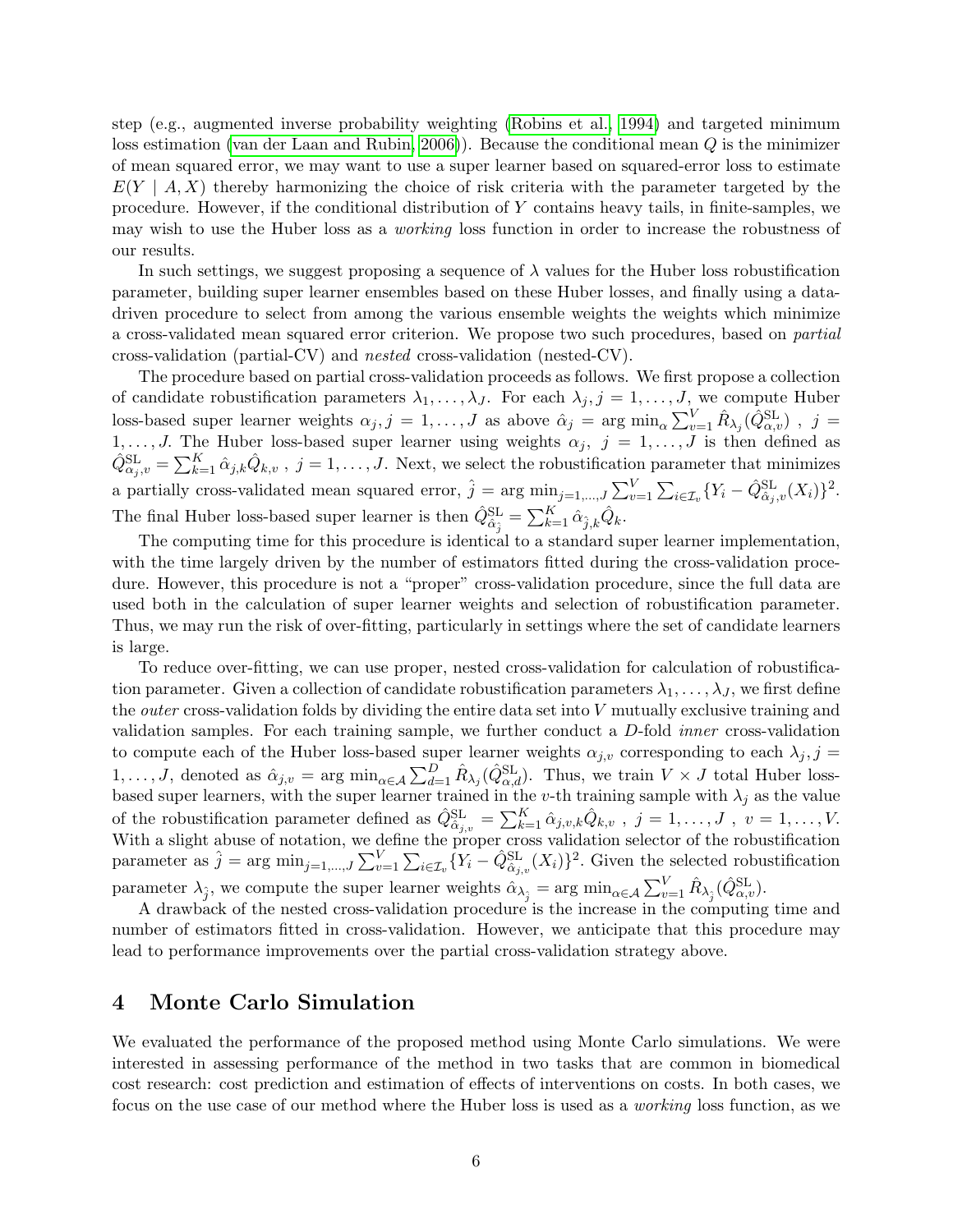step (e.g., augmented inverse probability weighting (Robins et al., 1994) and targeted minimum loss estimation (van der Laan and Rubin, 2006)). Because the conditional mean $Q$ is the minimizer of mean squared error, we may want to use a super learner based on squared-error loss to estimate $E(Y \mid A, X)$ thereby harmonizing the choice of risk criteria with the parameter targeted by the procedure. However, if the conditional distribution of $Y$ contains heavy tails, in finite-samples, we may wish to use the Huber loss as a *working* loss function in order to increase the robustness of our results.

In such settings, we suggest proposing a sequence of $\lambda$ values for the Huber loss robustification parameter, building super learner ensembles based on these Huber losses, and finally using a data-driven procedure to select from among the various ensemble weights the weights which minimize a cross-validated mean squared error criterion. We propose two such procedures, based on *partial* cross-validation (partial-CV) and *nested* cross-validation (nested-CV).

The procedure based on partial cross-validation proceeds as follows. We first propose a collection of candidate robustification parameters $\lambda_1, \ldots, \lambda_J$. For each $\lambda_j, j = 1, \ldots, J$, we compute Huber loss-based super learner weights $\alpha_j, j = 1, \ldots, J$ as above $\hat{\alpha}_j = \arg\min_\alpha \sum_{v=1}^V \hat{R}_{\lambda_j}(\hat{Q}^{\text{SL}}_{\alpha,v})$ , $j = 1, \ldots, J$. The Huber loss-based super learner using weights $\alpha_j$, $j = 1, \ldots, J$ is then defined as $\hat{Q}^{\text{SL}}_{\alpha_j,v} = \sum_{k=1}^K \hat{\alpha}_{j,k} \hat{Q}_{k,v}$ , $j = 1, \ldots, J$. Next, we select the robustification parameter that minimizes a partially cross-validated mean squared error, $\hat{j} = \arg\min_{j=1,\ldots,J} \sum_{v=1}^V \sum_{i \in \mathcal{I}_v} \{Y_i - \hat{Q}^{\text{SL}}_{\hat{\alpha}_j,v}(X_i)\}^2$. The final Huber loss-based super learner is then $\hat{Q}^{\text{SL}}_{\hat{\alpha}_{\hat{j}}} = \sum_{k=1}^K \hat{\alpha}_{\hat{j},k} \hat{Q}_k$.

The computing time for this procedure is identical to a standard super learner implementation, with the time largely driven by the number of estimators fitted during the cross-validation procedure. However, this procedure is not a "proper" cross-validation procedure, since the full data are used both in the calculation of super learner weights and selection of robustification parameter. Thus, we may run the risk of over-fitting, particularly in settings where the set of candidate learners is large.

To reduce over-fitting, we can use proper, nested cross-validation for calculation of robustification parameter. Given a collection of candidate robustification parameters $\lambda_1, \ldots, \lambda_J$, we first define the *outer* cross-validation folds by dividing the entire data set into $V$ mutually exclusive training and validation samples. For each training sample, we further conduct a $D$-fold *inner* cross-validation to compute each of the Huber loss-based super learner weights $\alpha_{j,v}$ corresponding to each $\lambda_j, j = 1, \ldots, J$, denoted as $\hat{\alpha}_{j,v} = \arg\min_{\alpha \in \mathcal{A}} \sum_{d=1}^D \hat{R}_{\lambda_j}(\hat{Q}^{\text{SL}}_{\alpha,d})$. Thus, we train $V \times J$ total Huber loss-based super learners, with the super learner trained in the $v$-th training sample with $\lambda_j$ as the value of the robustification parameter defined as $\hat{Q}^{\text{SL}}_{\hat{\alpha}_{j,v}} = \sum_{k=1}^K \hat{\alpha}_{j,v,k} \hat{Q}_{k,v}$ , $j = 1, \ldots, J$ , $v = 1, \ldots, V$. With a slight abuse of notation, we define the proper cross validation selector of the robustification parameter as $\hat{j} = \arg\min_{j=1,\ldots,J} \sum_{v=1}^V \sum_{i \in \mathcal{I}_v} \{Y_i - \hat{Q}^{\text{SL}}_{\hat{\alpha}_{j,v}}(X_i)\}^2$. Given the selected robustification parameter $\lambda_{\hat{j}}$, we compute the super learner weights $\hat{\alpha}_{\lambda_{\hat{j}}} = \arg\min_{\alpha \in \mathcal{A}} \sum_{v=1}^V \hat{R}_{\lambda_{\hat{j}}}(\hat{Q}^{\text{SL}}_{\alpha,v})$.

A drawback of the nested cross-validation procedure is the increase in the computing time and number of estimators fitted in cross-validation. However, we anticipate that this procedure may lead to performance improvements over the partial cross-validation strategy above.

## 4 Monte Carlo Simulation

We evaluated the performance of the proposed method using Monte Carlo simulations. We were interested in assessing performance of the method in two tasks that are common in biomedical cost research: cost prediction and estimation of effects of interventions on costs. In both cases, we focus on the use case of our method where the Huber loss is used as a *working* loss function, as we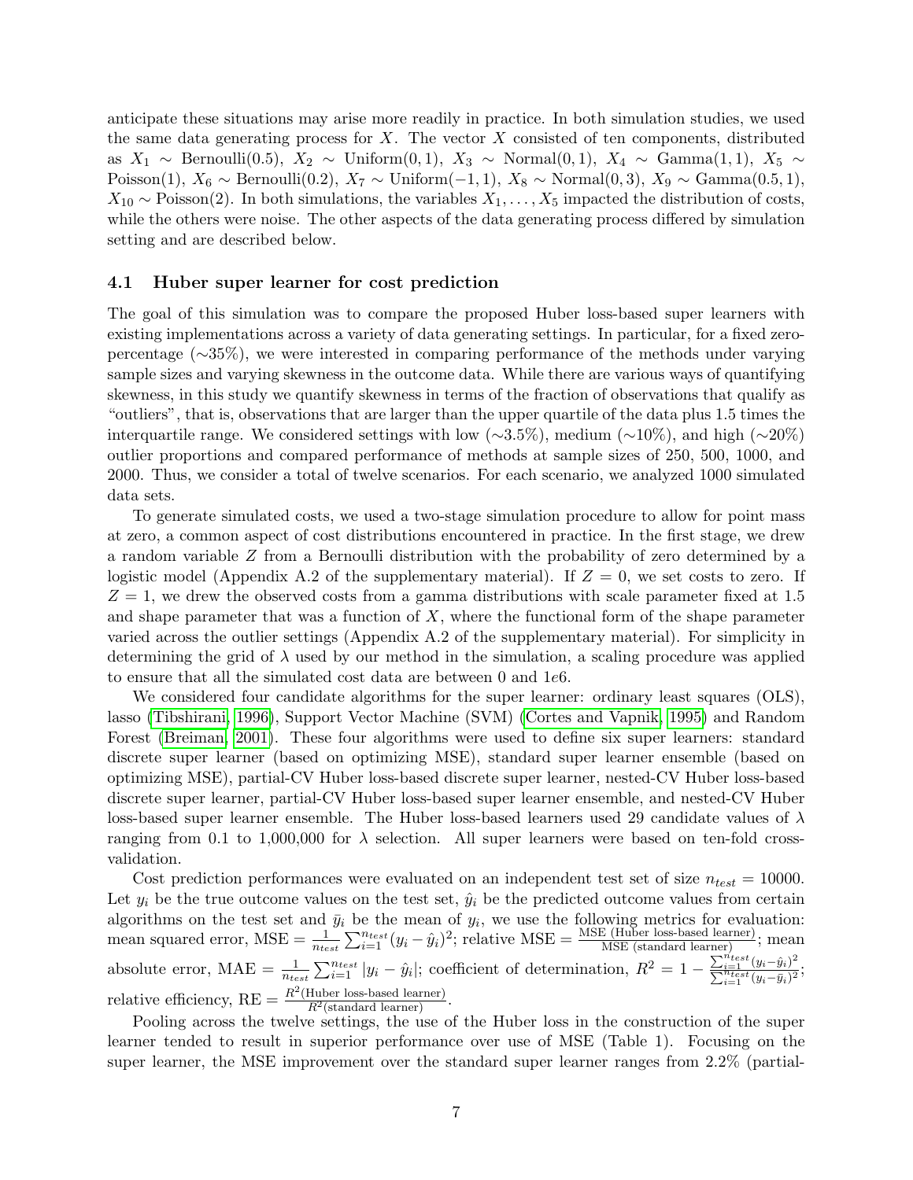anticipate these situations may arise more readily in practice. In both simulation studies, we used the same data generating process for $X$. The vector $X$ consisted of ten components, distributed as $X_1 \sim \text{Bernoulli}(0.5)$, $X_2 \sim \text{Uniform}(0,1)$, $X_3 \sim \text{Normal}(0,1)$, $X_4 \sim \text{Gamma}(1,1)$, $X_5 \sim \text{Poisson}(1)$, $X_6 \sim \text{Bernoulli}(0.2)$, $X_7 \sim \text{Uniform}(-1,1)$, $X_8 \sim \text{Normal}(0,3)$, $X_9 \sim \text{Gamma}(0.5,1)$, $X_{10} \sim \text{Poisson}(2)$. In both simulations, the variables $X_1, \ldots, X_5$ impacted the distribution of costs, while the others were noise. The other aspects of the data generating process differed by simulation setting and are described below.

### 4.1 Huber super learner for cost prediction

The goal of this simulation was to compare the proposed Huber loss-based super learners with existing implementations across a variety of data generating settings. In particular, for a fixed zero-percentage (∼35%), we were interested in comparing performance of the methods under varying sample sizes and varying skewness in the outcome data. While there are various ways of quantifying skewness, in this study we quantify skewness in terms of the fraction of observations that qualify as "outliers", that is, observations that are larger than the upper quartile of the data plus 1.5 times the interquartile range. We considered settings with low (∼3.5%), medium (∼10%), and high (∼20%) outlier proportions and compared performance of methods at sample sizes of 250, 500, 1000, and 2000. Thus, we consider a total of twelve scenarios. For each scenario, we analyzed 1000 simulated data sets.

To generate simulated costs, we used a two-stage simulation procedure to allow for point mass at zero, a common aspect of cost distributions encountered in practice. In the first stage, we drew a random variable $Z$ from a Bernoulli distribution with the probability of zero determined by a logistic model (Appendix A.2 of the supplementary material). If $Z = 0$, we set costs to zero. If $Z = 1$, we drew the observed costs from a gamma distributions with scale parameter fixed at 1.5 and shape parameter that was a function of $X$, where the functional form of the shape parameter varied across the outlier settings (Appendix A.2 of the supplementary material). For simplicity in determining the grid of $\lambda$ used by our method in the simulation, a scaling procedure was applied to ensure that all the simulated cost data are between 0 and 1e6.

We considered four candidate algorithms for the super learner: ordinary least squares (OLS), lasso (Tibshirani, 1996), Support Vector Machine (SVM) (Cortes and Vapnik, 1995) and Random Forest (Breiman, 2001). These four algorithms were used to define six super learners: standard discrete super learner (based on optimizing MSE), standard super learner ensemble (based on optimizing MSE), partial-CV Huber loss-based discrete super learner, nested-CV Huber loss-based discrete super learner, partial-CV Huber loss-based super learner ensemble, and nested-CV Huber loss-based super learner ensemble. The Huber loss-based learners used 29 candidate values of $\lambda$ ranging from 0.1 to 1,000,000 for $\lambda$ selection. All super learners were based on ten-fold cross-validation.

Cost prediction performances were evaluated on an independent test set of size $n_{test} = 10000$. Let $y_i$ be the true outcome values on the test set, $\hat{y}_i$ be the predicted outcome values from certain algorithms on the test set and $\bar{y}_i$ be the mean of $y_i$, we use the following metrics for evaluation: mean squared error, $\text{MSE} = \frac{1}{n_{test}} \sum_{i=1}^{n_{test}} (y_i - \hat{y}_i)^2$; relative MSE $= \frac{\text{MSE (Huber loss-based learner)}}{\text{MSE (standard learner)}}$; mean absolute error, $\text{MAE} = \frac{1}{n_{test}} \sum_{i=1}^{n_{test}} |y_i - \hat{y}_i|$; coefficient of determination, $R^2 = 1 - \frac{\sum_{i=1}^{n_{test}} (y_i - \hat{y}_i)^2}{\sum_{i=1}^{n_{test}} (y_i - \bar{y}_i)^2}$; relative efficiency, $\text{RE} = \frac{R^2(\text{Huber loss-based learner})}{R^2(\text{standard learner})}$.

Pooling across the twelve settings, the use of the Huber loss in the construction of the super learner tended to result in superior performance over use of MSE (Table 1). Focusing on the super learner, the MSE improvement over the standard super learner ranges from 2.2% (partial-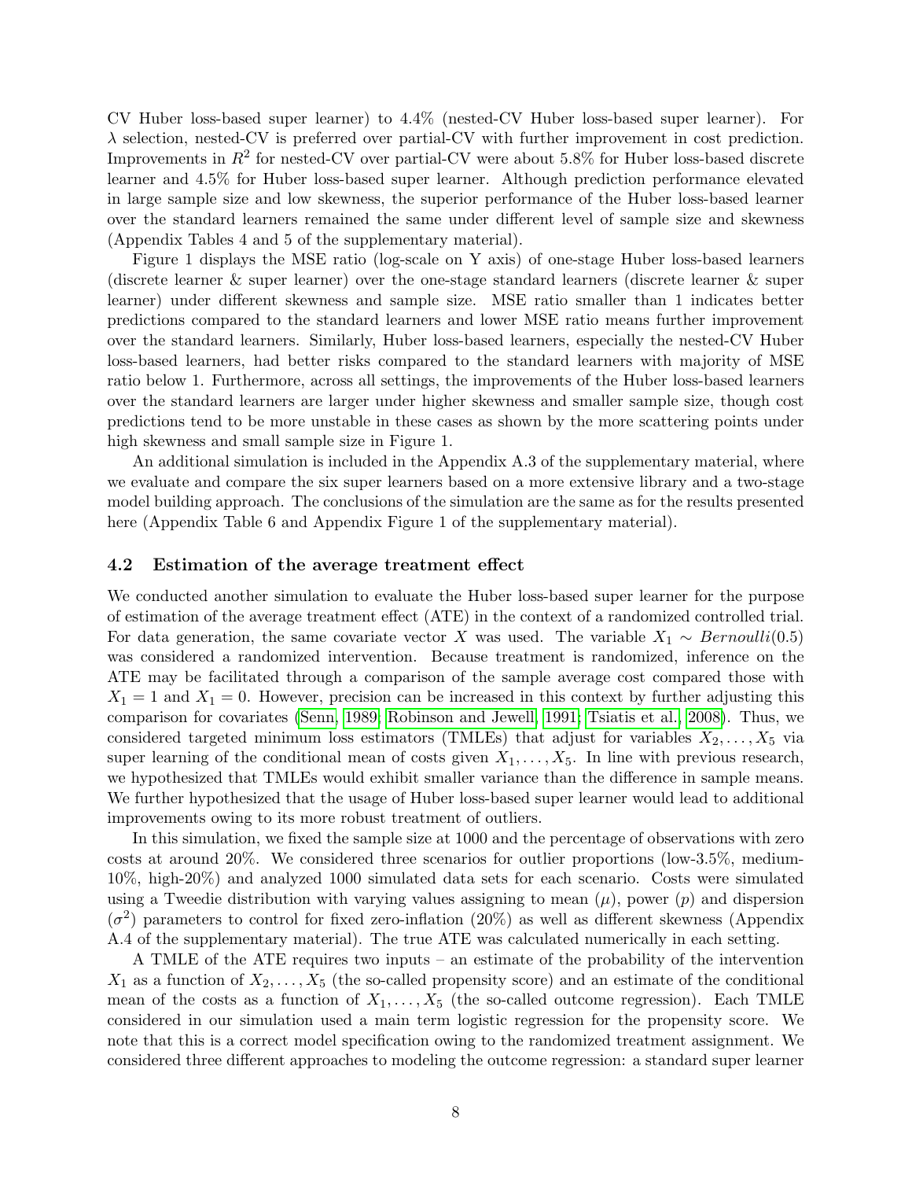CV Huber loss-based super learner) to 4.4% (nested-CV Huber loss-based super learner). For $\lambda$ selection, nested-CV is preferred over partial-CV with further improvement in cost prediction. Improvements in $R^2$ for nested-CV over partial-CV were about 5.8% for Huber loss-based discrete learner and 4.5% for Huber loss-based super learner. Although prediction performance elevated in large sample size and low skewness, the superior performance of the Huber loss-based learner over the standard learners remained the same under different level of sample size and skewness (Appendix Tables 4 and 5 of the supplementary material).

Figure 1 displays the MSE ratio (log-scale on Y axis) of one-stage Huber loss-based learners (discrete learner & super learner) over the one-stage standard learners (discrete learner & super learner) under different skewness and sample size. MSE ratio smaller than 1 indicates better predictions compared to the standard learners and lower MSE ratio means further improvement over the standard learners. Similarly, Huber loss-based learners, especially the nested-CV Huber loss-based learners, had better risks compared to the standard learners with majority of MSE ratio below 1. Furthermore, across all settings, the improvements of the Huber loss-based learners over the standard learners are larger under higher skewness and smaller sample size, though cost predictions tend to be more unstable in these cases as shown by the more scattering points under high skewness and small sample size in Figure 1.

An additional simulation is included in the Appendix A.3 of the supplementary material, where we evaluate and compare the six super learners based on a more extensive library and a two-stage model building approach. The conclusions of the simulation are the same as for the results presented here (Appendix Table 6 and Appendix Figure 1 of the supplementary material).

### 4.2 Estimation of the average treatment effect

We conducted another simulation to evaluate the Huber loss-based super learner for the purpose of estimation of the average treatment effect (ATE) in the context of a randomized controlled trial. For data generation, the same covariate vector $X$ was used. The variable $X_1 \sim Bernoulli(0.5)$ was considered a randomized intervention. Because treatment is randomized, inference on the ATE may be facilitated through a comparison of the sample average cost compared those with $X_1 = 1$ and $X_1 = 0$. However, precision can be increased in this context by further adjusting this comparison for covariates (Senn, 1989; Robinson and Jewell, 1991; Tsiatis et al., 2008). Thus, we considered targeted minimum loss estimators (TMLEs) that adjust for variables $X_2, \ldots, X_5$ via super learning of the conditional mean of costs given $X_1, \ldots, X_5$. In line with previous research, we hypothesized that TMLEs would exhibit smaller variance than the difference in sample means. We further hypothesized that the usage of Huber loss-based super learner would lead to additional improvements owing to its more robust treatment of outliers.

In this simulation, we fixed the sample size at 1000 and the percentage of observations with zero costs at around 20%. We considered three scenarios for outlier proportions (low-3.5%, medium-10%, high-20%) and analyzed 1000 simulated data sets for each scenario. Costs were simulated using a Tweedie distribution with varying values assigning to mean ($\mu$), power ($p$) and dispersion ($\sigma^2$) parameters to control for fixed zero-inflation (20%) as well as different skewness (Appendix A.4 of the supplementary material). The true ATE was calculated numerically in each setting.

A TMLE of the ATE requires two inputs – an estimate of the probability of the intervention $X_1$ as a function of $X_2, \ldots, X_5$ (the so-called propensity score) and an estimate of the conditional mean of the costs as a function of $X_1, \ldots, X_5$ (the so-called outcome regression). Each TMLE considered in our simulation used a main term logistic regression for the propensity score. We note that this is a correct model specification owing to the randomized treatment assignment. We considered three different approaches to modeling the outcome regression: a standard super learner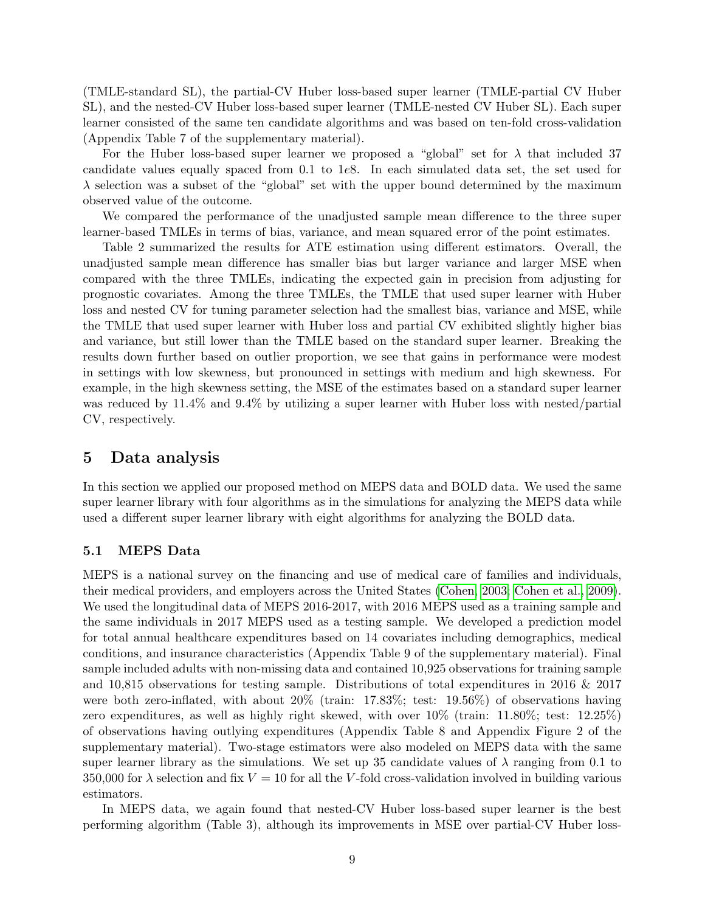(TMLE-standard SL), the partial-CV Huber loss-based super learner (TMLE-partial CV Huber SL), and the nested-CV Huber loss-based super learner (TMLE-nested CV Huber SL). Each super learner consisted of the same ten candidate algorithms and was based on ten-fold cross-validation (Appendix Table 7 of the supplementary material).

For the Huber loss-based super learner we proposed a "global" set for $\lambda$ that included 37 candidate values equally spaced from 0.1 to $1e8$. In each simulated data set, the set used for $\lambda$ selection was a subset of the "global" set with the upper bound determined by the maximum observed value of the outcome.

We compared the performance of the unadjusted sample mean difference to the three super learner-based TMLEs in terms of bias, variance, and mean squared error of the point estimates.

Table 2 summarized the results for ATE estimation using different estimators. Overall, the unadjusted sample mean difference has smaller bias but larger variance and larger MSE when compared with the three TMLEs, indicating the expected gain in precision from adjusting for prognostic covariates. Among the three TMLEs, the TMLE that used super learner with Huber loss and nested CV for tuning parameter selection had the smallest bias, variance and MSE, while the TMLE that used super learner with Huber loss and partial CV exhibited slightly higher bias and variance, but still lower than the TMLE based on the standard super learner. Breaking the results down further based on outlier proportion, we see that gains in performance were modest in settings with low skewness, but pronounced in settings with medium and high skewness. For example, in the high skewness setting, the MSE of the estimates based on a standard super learner was reduced by 11.4% and 9.4% by utilizing a super learner with Huber loss with nested/partial CV, respectively.

# 5 Data analysis

In this section we applied our proposed method on MEPS data and BOLD data. We used the same super learner library with four algorithms as in the simulations for analyzing the MEPS data while used a different super learner library with eight algorithms for analyzing the BOLD data.

## 5.1 MEPS Data

MEPS is a national survey on the financing and use of medical care of families and individuals, their medical providers, and employers across the United States (Cohen, 2003; Cohen et al., 2009). We used the longitudinal data of MEPS 2016-2017, with 2016 MEPS used as a training sample and the same individuals in 2017 MEPS used as a testing sample. We developed a prediction model for total annual healthcare expenditures based on 14 covariates including demographics, medical conditions, and insurance characteristics (Appendix Table 9 of the supplementary material). Final sample included adults with non-missing data and contained 10,925 observations for training sample and 10,815 observations for testing sample. Distributions of total expenditures in 2016 & 2017 were both zero-inflated, with about 20% (train: 17.83%; test: 19.56%) of observations having zero expenditures, as well as highly right skewed, with over 10% (train: 11.80%; test: 12.25%) of observations having outlying expenditures (Appendix Table 8 and Appendix Figure 2 of the supplementary material). Two-stage estimators were also modeled on MEPS data with the same super learner library as the simulations. We set up 35 candidate values of $\lambda$ ranging from 0.1 to 350,000 for $\lambda$ selection and fix $V = 10$ for all the $V$-fold cross-validation involved in building various estimators.

In MEPS data, we again found that nested-CV Huber loss-based super learner is the best performing algorithm (Table 3), although its improvements in MSE over partial-CV Huber loss-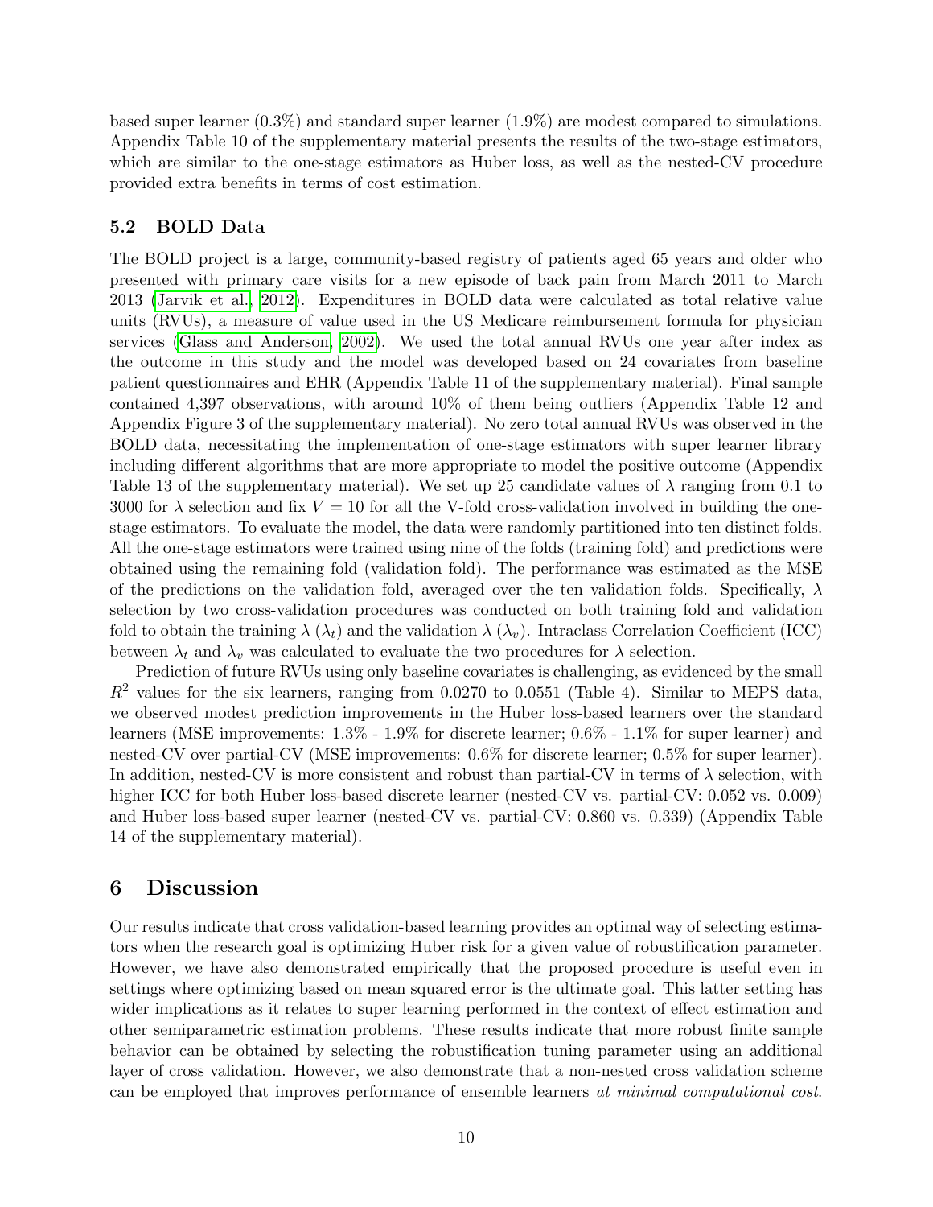based super learner (0.3%) and standard super learner (1.9%) are modest compared to simulations. Appendix Table 10 of the supplementary material presents the results of the two-stage estimators, which are similar to the one-stage estimators as Huber loss, as well as the nested-CV procedure provided extra benefits in terms of cost estimation.

### 5.2 BOLD Data

The BOLD project is a large, community-based registry of patients aged 65 years and older who presented with primary care visits for a new episode of back pain from March 2011 to March 2013 (Jarvik et al., 2012). Expenditures in BOLD data were calculated as total relative value units (RVUs), a measure of value used in the US Medicare reimbursement formula for physician services (Glass and Anderson, 2002). We used the total annual RVUs one year after index as the outcome in this study and the model was developed based on 24 covariates from baseline patient questionnaires and EHR (Appendix Table 11 of the supplementary material). Final sample contained 4,397 observations, with around 10% of them being outliers (Appendix Table 12 and Appendix Figure 3 of the supplementary material). No zero total annual RVUs was observed in the BOLD data, necessitating the implementation of one-stage estimators with super learner library including different algorithms that are more appropriate to model the positive outcome (Appendix Table 13 of the supplementary material). We set up 25 candidate values of $\lambda$ ranging from 0.1 to 3000 for $\lambda$ selection and fix $V = 10$ for all the V-fold cross-validation involved in building the one-stage estimators. To evaluate the model, the data were randomly partitioned into ten distinct folds. All the one-stage estimators were trained using nine of the folds (training fold) and predictions were obtained using the remaining fold (validation fold). The performance was estimated as the MSE of the predictions on the validation fold, averaged over the ten validation folds. Specifically, $\lambda$ selection by two cross-validation procedures was conducted on both training fold and validation fold to obtain the training $\lambda$ ($\lambda_t$) and the validation $\lambda$ ($\lambda_v$). Intraclass Correlation Coefficient (ICC) between $\lambda_t$ and $\lambda_v$ was calculated to evaluate the two procedures for $\lambda$ selection.

Prediction of future RVUs using only baseline covariates is challenging, as evidenced by the small $R^2$ values for the six learners, ranging from 0.0270 to 0.0551 (Table 4). Similar to MEPS data, we observed modest prediction improvements in the Huber loss-based learners over the standard learners (MSE improvements: 1.3% - 1.9% for discrete learner; 0.6% - 1.1% for super learner) and nested-CV over partial-CV (MSE improvements: 0.6% for discrete learner; 0.5% for super learner). In addition, nested-CV is more consistent and robust than partial-CV in terms of $\lambda$ selection, with higher ICC for both Huber loss-based discrete learner (nested-CV vs. partial-CV: 0.052 vs. 0.009) and Huber loss-based super learner (nested-CV vs. partial-CV: 0.860 vs. 0.339) (Appendix Table 14 of the supplementary material).

## 6 Discussion

Our results indicate that cross validation-based learning provides an optimal way of selecting estimators when the research goal is optimizing Huber risk for a given value of robustification parameter. However, we have also demonstrated empirically that the proposed procedure is useful even in settings where optimizing based on mean squared error is the ultimate goal. This latter setting has wider implications as it relates to super learning performed in the context of effect estimation and other semiparametric estimation problems. These results indicate that more robust finite sample behavior can be obtained by selecting the robustification tuning parameter using an additional layer of cross validation. However, we also demonstrate that a non-nested cross validation scheme can be employed that improves performance of ensemble learners *at minimal computational cost*.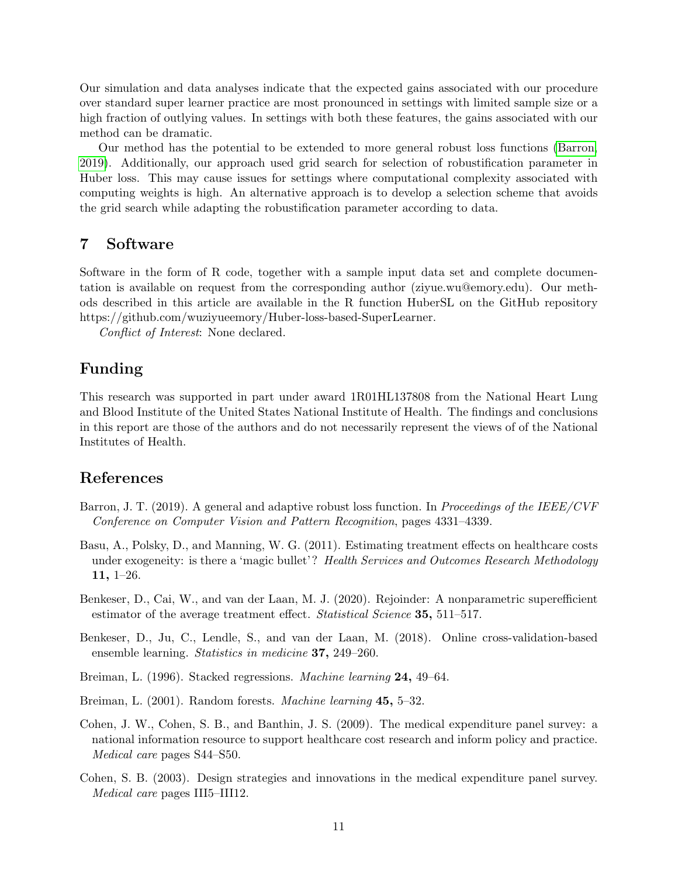Our simulation and data analyses indicate that the expected gains associated with our procedure over standard super learner practice are most pronounced in settings with limited sample size or a high fraction of outlying values. In settings with both these features, the gains associated with our method can be dramatic.

Our method has the potential to be extended to more general robust loss functions (Barron, 2019). Additionally, our approach used grid search for selection of robustification parameter in Huber loss. This may cause issues for settings where computational complexity associated with computing weights is high. An alternative approach is to develop a selection scheme that avoids the grid search while adapting the robustification parameter according to data.

# 7 Software

Software in the form of R code, together with a sample input data set and complete documentation is available on request from the corresponding author (ziyue.wu@emory.edu). Our methods described in this article are available in the R function HuberSL on the GitHub repository https://github.com/wuziyueemory/Huber-loss-based-SuperLearner.

*Conflict of Interest*: None declared.

# Funding

This research was supported in part under award 1R01HL137808 from the National Heart Lung and Blood Institute of the United States National Institute of Health. The findings and conclusions in this report are those of the authors and do not necessarily represent the views of of the National Institutes of Health.

# References

Barron, J. T. (2019). A general and adaptive robust loss function. In *Proceedings of the IEEE/CVF Conference on Computer Vision and Pattern Recognition*, pages 4331–4339.

Basu, A., Polsky, D., and Manning, W. G. (2011). Estimating treatment effects on healthcare costs under exogeneity: is there a 'magic bullet'? *Health Services and Outcomes Research Methodology* **11,** 1–26.

Benkeser, D., Cai, W., and van der Laan, M. J. (2020). Rejoinder: A nonparametric superefficient estimator of the average treatment effect. *Statistical Science* **35,** 511–517.

Benkeser, D., Ju, C., Lendle, S., and van der Laan, M. (2018). Online cross-validation-based ensemble learning. *Statistics in medicine* **37,** 249–260.

Breiman, L. (1996). Stacked regressions. *Machine learning* **24,** 49–64.

Breiman, L. (2001). Random forests. *Machine learning* **45,** 5–32.

Cohen, J. W., Cohen, S. B., and Banthin, J. S. (2009). The medical expenditure panel survey: a national information resource to support healthcare cost research and inform policy and practice. *Medical care* pages S44–S50.

Cohen, S. B. (2003). Design strategies and innovations in the medical expenditure panel survey. *Medical care* pages III5–III12.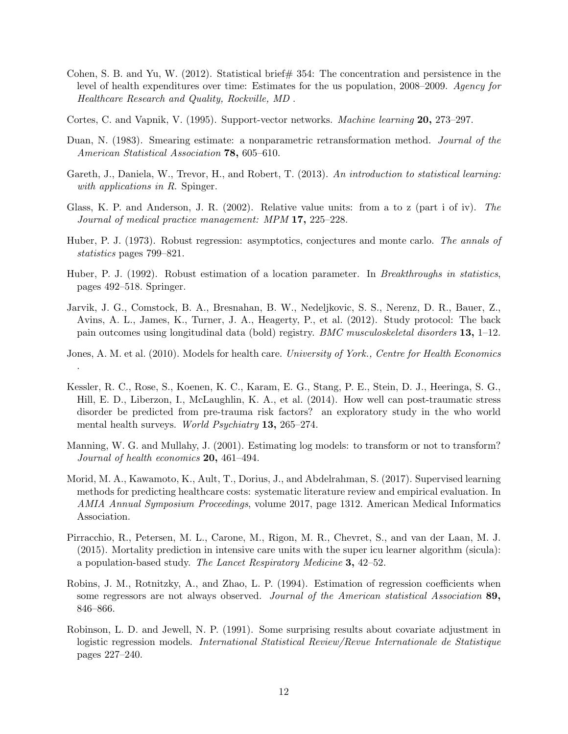Cohen, S. B. and Yu, W. (2012). Statistical brief# 354: The concentration and persistence in the level of health expenditures over time: Estimates for the us population, 2008–2009. *Agency for Healthcare Research and Quality, Rockville, MD* .

Cortes, C. and Vapnik, V. (1995). Support-vector networks. *Machine learning* **20,** 273–297.

Duan, N. (1983). Smearing estimate: a nonparametric retransformation method. *Journal of the American Statistical Association* **78,** 605–610.

Gareth, J., Daniela, W., Trevor, H., and Robert, T. (2013). *An introduction to statistical learning: with applications in R*. Spinger.

Glass, K. P. and Anderson, J. R. (2002). Relative value units: from a to z (part i of iv). *The Journal of medical practice management: MPM* **17,** 225–228.

Huber, P. J. (1973). Robust regression: asymptotics, conjectures and monte carlo. *The annals of statistics* pages 799–821.

Huber, P. J. (1992). Robust estimation of a location parameter. In *Breakthroughs in statistics*, pages 492–518. Springer.

Jarvik, J. G., Comstock, B. A., Bresnahan, B. W., Nedeljkovic, S. S., Nerenz, D. R., Bauer, Z., Avins, A. L., James, K., Turner, J. A., Heagerty, P., et al. (2012). Study protocol: The back pain outcomes using longitudinal data (bold) registry. *BMC musculoskeletal disorders* **13,** 1–12.

Jones, A. M. et al. (2010). Models for health care. *University of York., Centre for Health Economics* .

Kessler, R. C., Rose, S., Koenen, K. C., Karam, E. G., Stang, P. E., Stein, D. J., Heeringa, S. G., Hill, E. D., Liberzon, I., McLaughlin, K. A., et al. (2014). How well can post-traumatic stress disorder be predicted from pre-trauma risk factors? an exploratory study in the who world mental health surveys. *World Psychiatry* **13,** 265–274.

Manning, W. G. and Mullahy, J. (2001). Estimating log models: to transform or not to transform? *Journal of health economics* **20,** 461–494.

Morid, M. A., Kawamoto, K., Ault, T., Dorius, J., and Abdelrahman, S. (2017). Supervised learning methods for predicting healthcare costs: systematic literature review and empirical evaluation. In *AMIA Annual Symposium Proceedings*, volume 2017, page 1312. American Medical Informatics Association.

Pirracchio, R., Petersen, M. L., Carone, M., Rigon, M. R., Chevret, S., and van der Laan, M. J. (2015). Mortality prediction in intensive care units with the super icu learner algorithm (sicula): a population-based study. *The Lancet Respiratory Medicine* **3,** 42–52.

Robins, J. M., Rotnitzky, A., and Zhao, L. P. (1994). Estimation of regression coefficients when some regressors are not always observed. *Journal of the American statistical Association* **89,** 846–866.

Robinson, L. D. and Jewell, N. P. (1991). Some surprising results about covariate adjustment in logistic regression models. *International Statistical Review/Revue Internationale de Statistique* pages 227–240.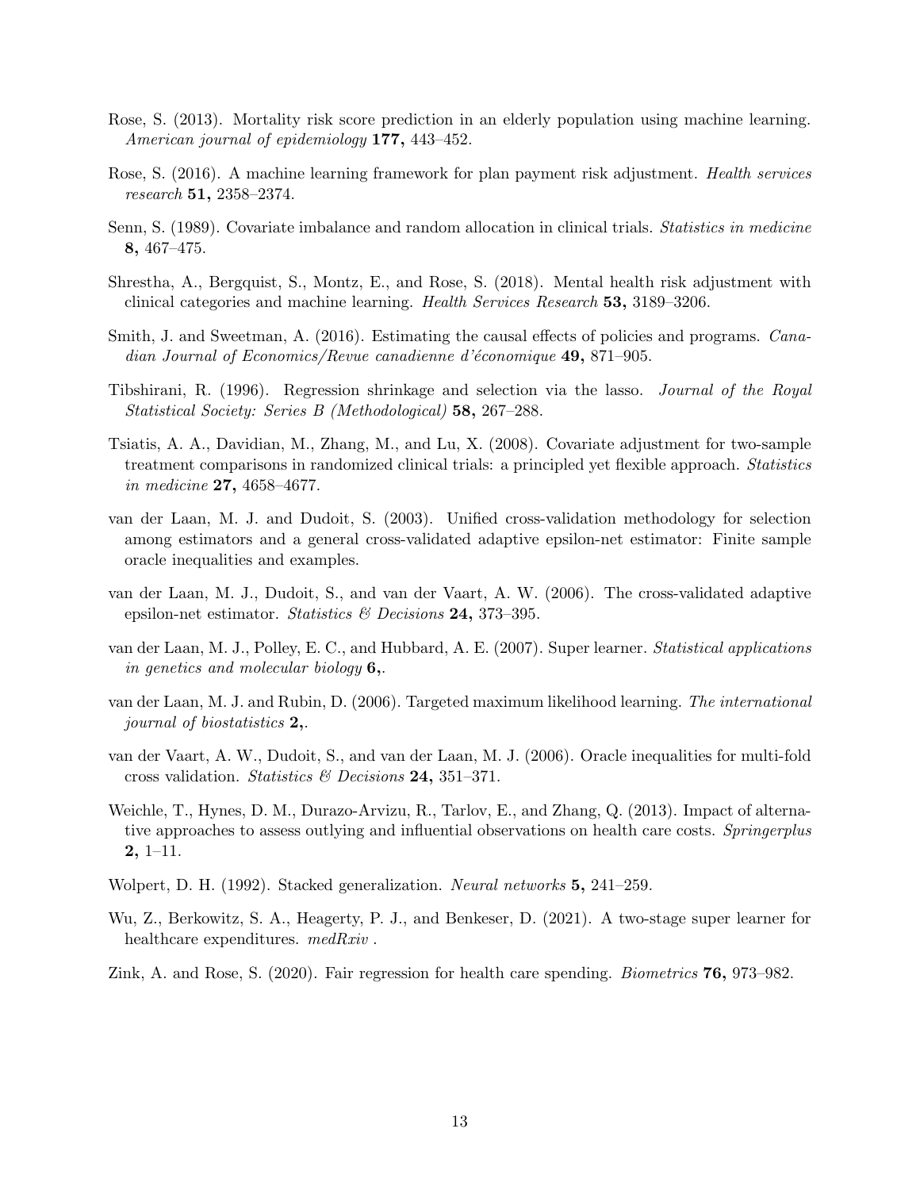Rose, S. (2013). Mortality risk score prediction in an elderly population using machine learning. *American journal of epidemiology* **177,** 443–452.

Rose, S. (2016). A machine learning framework for plan payment risk adjustment. *Health services research* **51,** 2358–2374.

Senn, S. (1989). Covariate imbalance and random allocation in clinical trials. *Statistics in medicine* **8,** 467–475.

Shrestha, A., Bergquist, S., Montz, E., and Rose, S. (2018). Mental health risk adjustment with clinical categories and machine learning. *Health Services Research* **53,** 3189–3206.

Smith, J. and Sweetman, A. (2016). Estimating the causal effects of policies and programs. *Canadian Journal of Economics/Revue canadienne d'économique* **49,** 871–905.

Tibshirani, R. (1996). Regression shrinkage and selection via the lasso. *Journal of the Royal Statistical Society: Series B (Methodological)* **58,** 267–288.

Tsiatis, A. A., Davidian, M., Zhang, M., and Lu, X. (2008). Covariate adjustment for two-sample treatment comparisons in randomized clinical trials: a principled yet flexible approach. *Statistics in medicine* **27,** 4658–4677.

van der Laan, M. J. and Dudoit, S. (2003). Unified cross-validation methodology for selection among estimators and a general cross-validated adaptive epsilon-net estimator: Finite sample oracle inequalities and examples.

van der Laan, M. J., Dudoit, S., and van der Vaart, A. W. (2006). The cross-validated adaptive epsilon-net estimator. *Statistics & Decisions* **24,** 373–395.

van der Laan, M. J., Polley, E. C., and Hubbard, A. E. (2007). Super learner. *Statistical applications in genetics and molecular biology* **6,**.

van der Laan, M. J. and Rubin, D. (2006). Targeted maximum likelihood learning. *The international journal of biostatistics* **2,**.

van der Vaart, A. W., Dudoit, S., and van der Laan, M. J. (2006). Oracle inequalities for multi-fold cross validation. *Statistics & Decisions* **24,** 351–371.

Weichle, T., Hynes, D. M., Durazo-Arvizu, R., Tarlov, E., and Zhang, Q. (2013). Impact of alternative approaches to assess outlying and influential observations on health care costs. *Springerplus* **2,** 1–11.

Wolpert, D. H. (1992). Stacked generalization. *Neural networks* **5,** 241–259.

Wu, Z., Berkowitz, S. A., Heagerty, P. J., and Benkeser, D. (2021). A two-stage super learner for healthcare expenditures. *medRxiv* .

Zink, A. and Rose, S. (2020). Fair regression for health care spending. *Biometrics* **76,** 973–982.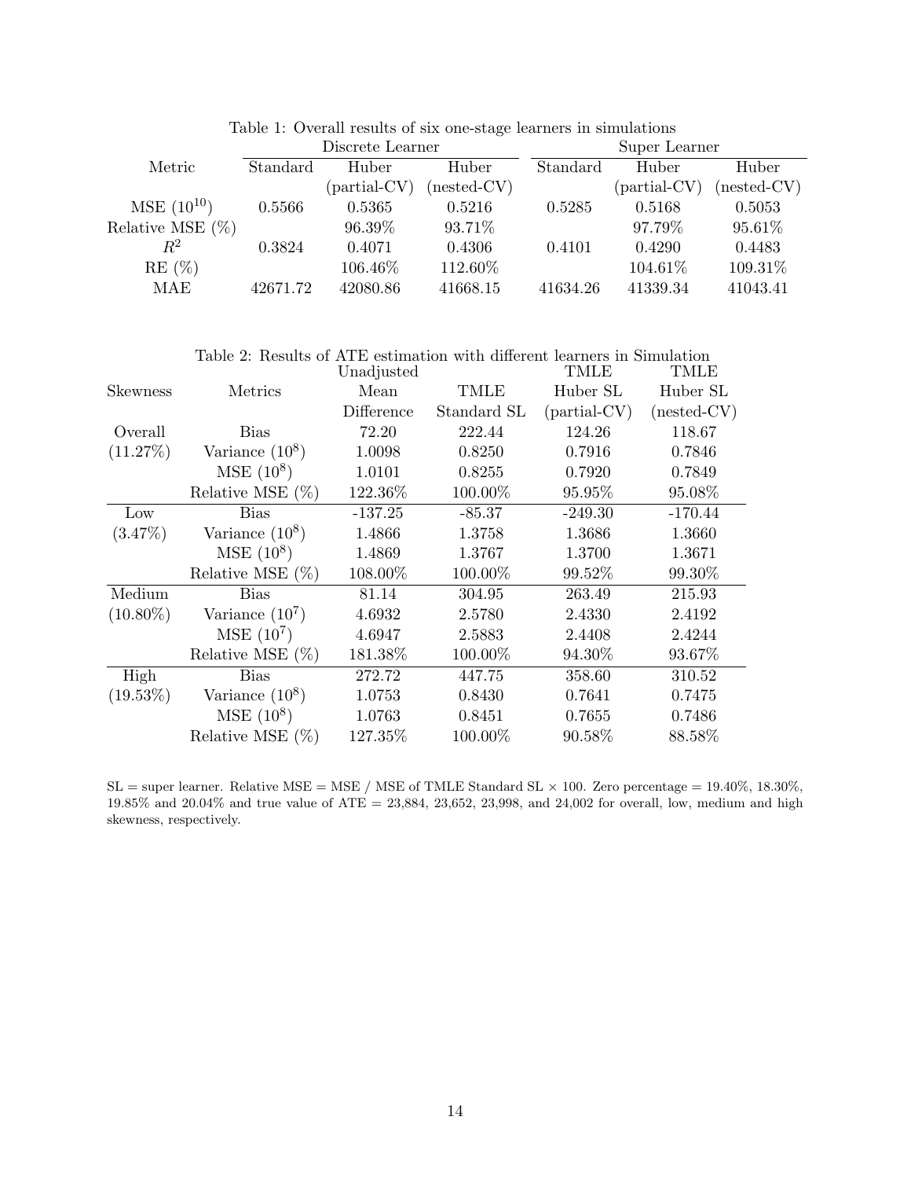Table 1: Overall results of six one-stage learners in simulations

| | Discrete Learner | | | Super Learner | | |
|---|---|---|---|---|---|---|
| Metric | Standard | Huber (partial-CV) | Huber (nested-CV) | Standard | Huber (partial-CV) | Huber (nested-CV) |
| MSE ($10^{10}$) | 0.5566 | 0.5365 | 0.5216 | 0.5285 | 0.5168 | 0.5053 |
| Relative MSE (%) | | 96.39% | 93.71% | | 97.79% | 95.61% |
| $R^2$ | 0.3824 | 0.4071 | 0.4306 | 0.4101 | 0.4290 | 0.4483 |
| RE (%) | | 106.46% | 112.60% | | 104.61% | 109.31% |
| MAE | 42671.72 | 42080.86 | 41668.15 | 41634.26 | 41339.34 | 41043.41 |

Table 2: Results of ATE estimation with different learners in Simulation

| Skewness | Metrics | Unadjusted Mean Difference | TMLE Standard SL | TMLE Huber SL (partial-CV) | TMLE Huber SL (nested-CV) |
|---|---|---|---|---|---|
| Overall | Bias | 72.20 | 222.44 | 124.26 | 118.67 |
| (11.27%) | Variance ($10^8$) | 1.0098 | 0.8250 | 0.7916 | 0.7846 |
| | MSE ($10^8$) | 1.0101 | 0.8255 | 0.7920 | 0.7849 |
| | Relative MSE (%) | 122.36% | 100.00% | 95.95% | 95.08% |
| Low | Bias | -137.25 | -85.37 | -249.30 | -170.44 |
| (3.47%) | Variance ($10^8$) | 1.4866 | 1.3758 | 1.3686 | 1.3660 |
| | MSE ($10^8$) | 1.4869 | 1.3767 | 1.3700 | 1.3671 |
| | Relative MSE (%) | 108.00% | 100.00% | 99.52% | 99.30% |
| Medium | Bias | 81.14 | 304.95 | 263.49 | 215.93 |
| (10.80%) | Variance ($10^7$) | 4.6932 | 2.5780 | 2.4330 | 2.4192 |
| | MSE ($10^7$) | 4.6947 | 2.5883 | 2.4408 | 2.4244 |
| | Relative MSE (%) | 181.38% | 100.00% | 94.30% | 93.67% |
| High | Bias | 272.72 | 447.75 | 358.60 | 310.52 |
| (19.53%) | Variance ($10^8$) | 1.0753 | 0.8430 | 0.7641 | 0.7475 |
| | MSE ($10^8$) | 1.0763 | 0.8451 | 0.7655 | 0.7486 |
| | Relative MSE (%) | 127.35% | 100.00% | 90.58% | 88.58% |

SL = super learner. Relative MSE = MSE / MSE of TMLE Standard SL × 100. Zero percentage = 19.40%, 18.30%, 19.85% and 20.04% and true value of ATE = 23,884, 23,652, 23,998, and 24,002 for overall, low, medium and high skewness, respectively.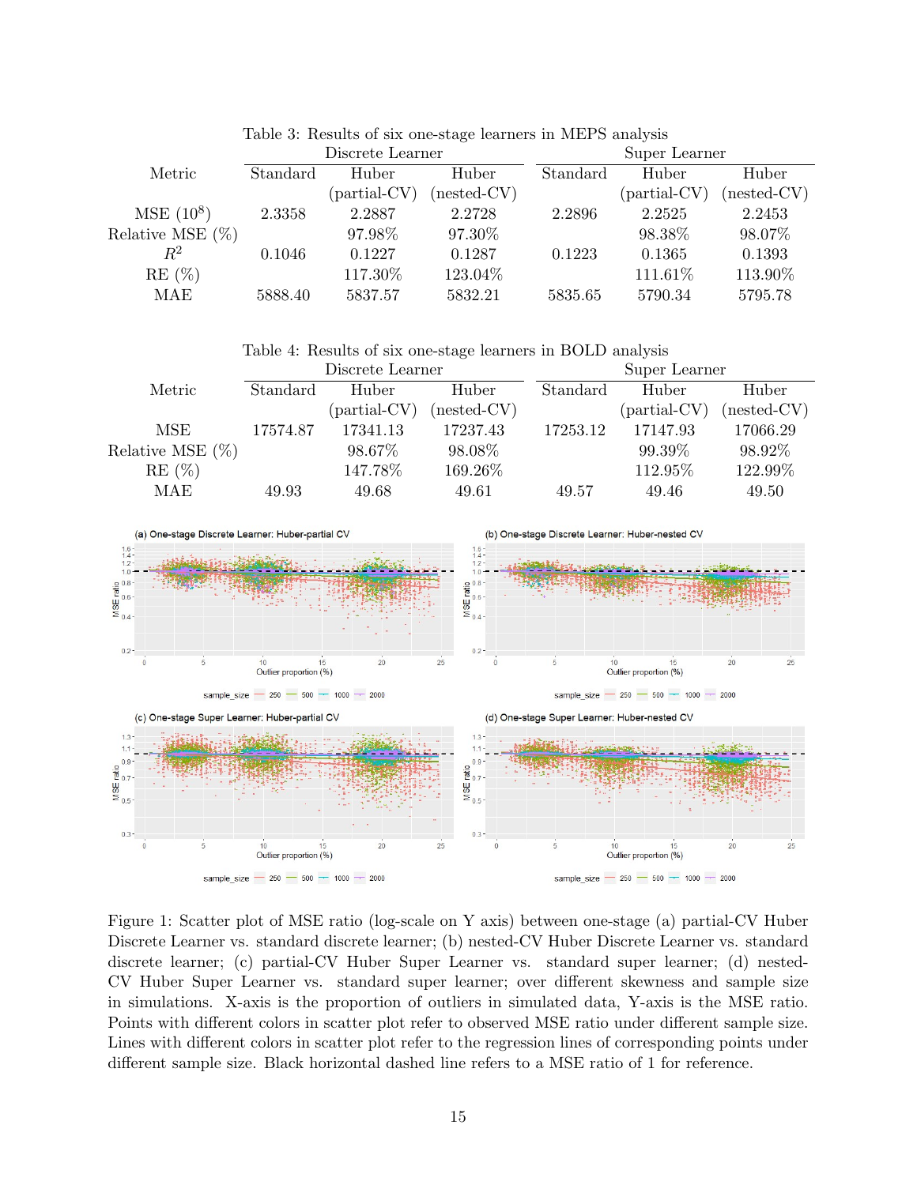Table 3: Results of six one-stage learners in MEPS analysis

| Metric | Discrete Learner | | | Super Learner | | |
|---|---|---|---|---|---|---|
| | Standard | Huber (partial-CV) | Huber (nested-CV) | Standard | Huber (partial-CV) | Huber (nested-CV) |
| MSE ($10^8$) | 2.3358 | 2.2887 | 2.2728 | 2.2896 | 2.2525 | 2.2453 |
| Relative MSE (%) | | 97.98% | 97.30% | | 98.38% | 98.07% |
| $R^2$ | 0.1046 | 0.1227 | 0.1287 | 0.1223 | 0.1365 | 0.1393 |
| RE (%) | | 117.30% | 123.04% | | 111.61% | 113.90% |
| MAE | 5888.40 | 5837.57 | 5832.21 | 5835.65 | 5790.34 | 5795.78 |

Table 4: Results of six one-stage learners in BOLD analysis

| Metric | Discrete Learner | | | Super Learner | | |
|---|---|---|---|---|---|---|
| | Standard | Huber (partial-CV) | Huber (nested-CV) | Standard | Huber (partial-CV) | Huber (nested-CV) |
| MSE | 17574.87 | 17341.13 | 17237.43 | 17253.12 | 17147.93 | 17066.29 |
| Relative MSE (%) | | 98.67% | 98.08% | | 99.39% | 98.92% |
| RE (%) | | 147.78% | 169.26% | | 112.95% | 122.99% |
| MAE | 49.93 | 49.68 | 49.61 | 49.57 | 49.46 | 49.50 |

Figure 1: Scatter plot of MSE ratio (log-scale on Y axis) between one-stage (a) partial-CV Huber Discrete Learner vs. standard discrete learner; (b) nested-CV Huber Discrete Learner vs. standard discrete learner; (c) partial-CV Huber Super Learner vs. standard super learner; (d) nested-CV Huber Super Learner vs. standard super learner; over different skewness and sample size in simulations. X-axis is the proportion of outliers in simulated data, Y-axis is the MSE ratio. Points with different colors in scatter plot refer to observed MSE ratio under different sample size. Lines with different colors in scatter plot refer to the regression lines of corresponding points under different sample size. Black horizontal dashed line refers to a MSE ratio of 1 for reference.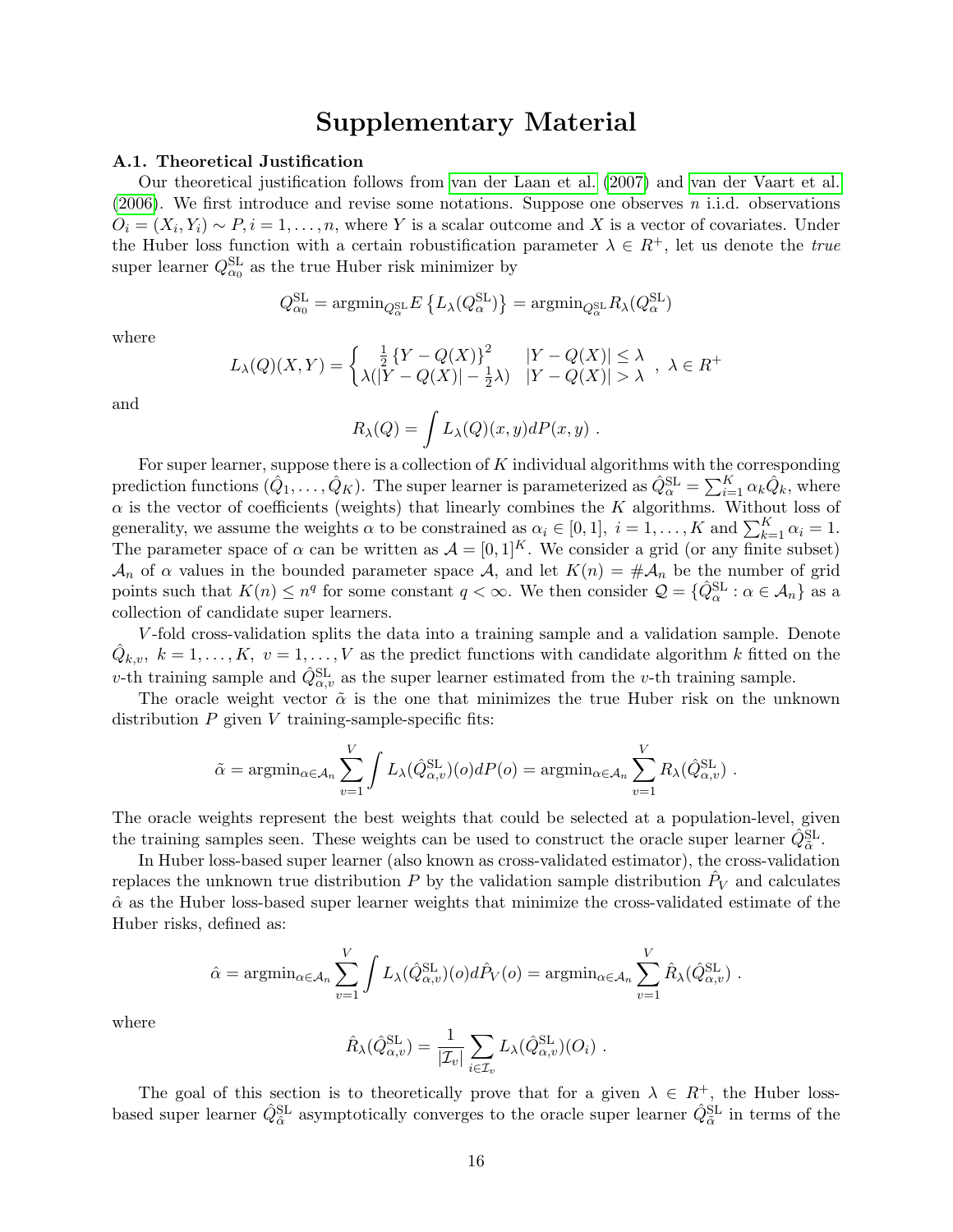# Supplementary Material

### A.1. Theoretical Justification

Our theoretical justification follows from van der Laan et al. (2007) and van der Vaart et al. (2006). We first introduce and revise some notations. Suppose one observes $n$ i.i.d. observations $O_i = (X_i, Y_i) \sim P, i = 1, \ldots, n$, where $Y$ is a scalar outcome and $X$ is a vector of covariates. Under the Huber loss function with a certain robustification parameter $\lambda \in R^+$, let us denote the *true* super learner $Q^{\text{SL}}_{\alpha_0}$ as the true Huber risk minimizer by

$$
Q^{\text{SL}}_{\alpha_0} = \text{argmin}_{Q^{\text{SL}}_{\alpha}} E\left\{L_\lambda(Q^{\text{SL}}_{\alpha})\right\} = \text{argmin}_{Q^{\text{SL}}_{\alpha}} R_\lambda(Q^{\text{SL}}_{\alpha})
$$

where

$$
L_\lambda(Q)(X,Y) = \begin{cases} \frac{1}{2}\left\{Y - Q(X)\right\}^2 & |Y - Q(X)| \leq \lambda \\ \lambda(|Y - Q(X)| - \frac{1}{2}\lambda) & |Y - Q(X)| > \lambda \end{cases}, \ \lambda \in R^+
$$

and

$$
R_\lambda(Q) = \int L_\lambda(Q)(x,y)dP(x,y) \ .
$$

For super learner, suppose there is a collection of $K$ individual algorithms with the corresponding prediction functions $(\hat{Q}_1, \ldots, \hat{Q}_K)$. The super learner is parameterized as $\hat{Q}^{\text{SL}}_{\alpha} = \sum_{i=1}^{K} \alpha_k \hat{Q}_k$, where $\alpha$ is the vector of coefficients (weights) that linearly combines the $K$ algorithms. Without loss of generality, we assume the weights $\alpha$ to be constrained as $\alpha_i \in [0,1], \ i = 1, \ldots, K$ and $\sum_{k=1}^{K} \alpha_i = 1$. The parameter space of $\alpha$ can be written as $\mathcal{A} = [0,1]^K$. We consider a grid (or any finite subset) $\mathcal{A}_n$ of $\alpha$ values in the bounded parameter space $\mathcal{A}$, and let $K(n) = \#\mathcal{A}_n$ be the number of grid points such that $K(n) \leq n^q$ for some constant $q < \infty$. We then consider $\mathcal{Q} = \{\hat{Q}^{\text{SL}}_{\alpha} : \alpha \in \mathcal{A}_n\}$ as a collection of candidate super learners.

$V$-fold cross-validation splits the data into a training sample and a validation sample. Denote $\hat{Q}_{k,v}, \ k = 1, \ldots, K, \ v = 1, \ldots, V$ as the predict functions with candidate algorithm $k$ fitted on the $v$-th training sample and $\hat{Q}^{\text{SL}}_{\alpha,v}$ as the super learner estimated from the $v$-th training sample.

The oracle weight vector $\tilde{\alpha}$ is the one that minimizes the true Huber risk on the unknown distribution $P$ given $V$ training-sample-specific fits:

$$
\tilde{\alpha} = \text{argmin}_{\alpha \in \mathcal{A}_n} \sum_{v=1}^{V} \int L_\lambda(\hat{Q}^{\text{SL}}_{\alpha,v})(o)dP(o) = \text{argmin}_{\alpha \in \mathcal{A}_n} \sum_{v=1}^{V} R_\lambda(\hat{Q}^{\text{SL}}_{\alpha,v}) \ .
$$

The oracle weights represent the best weights that could be selected at a population-level, given the training samples seen. These weights can be used to construct the oracle super learner $\hat{Q}^{\text{SL}}_{\tilde{\alpha}}$.

In Huber loss-based super learner (also known as cross-validated estimator), the cross-validation replaces the unknown true distribution $P$ by the validation sample distribution $\hat{P}_V$ and calculates $\hat{\alpha}$ as the Huber loss-based super learner weights that minimize the cross-validated estimate of the Huber risks, defined as:

$$
\hat{\alpha} = \text{argmin}_{\alpha \in \mathcal{A}_n} \sum_{v=1}^{V} \int L_\lambda(\hat{Q}^{\text{SL}}_{\alpha,v})(o)d\hat{P}_V(o) = \text{argmin}_{\alpha \in \mathcal{A}_n} \sum_{v=1}^{V} \hat{R}_\lambda(\hat{Q}^{\text{SL}}_{\alpha,v}) \ .
$$

where

$$
\hat{R}_\lambda(\hat{Q}^{\text{SL}}_{\alpha,v}) = \frac{1}{|\mathcal{I}_v|} \sum_{i \in \mathcal{I}_v} L_\lambda(\hat{Q}^{\text{SL}}_{\alpha,v})(O_i) \ .
$$

The goal of this section is to theoretically prove that for a given $\lambda \in R^+$, the Huber loss-based super learner $\hat{Q}^{\text{SL}}_{\hat{\alpha}}$ asymptotically converges to the oracle super learner $\hat{Q}^{\text{SL}}_{\tilde{\alpha}}$ in terms of the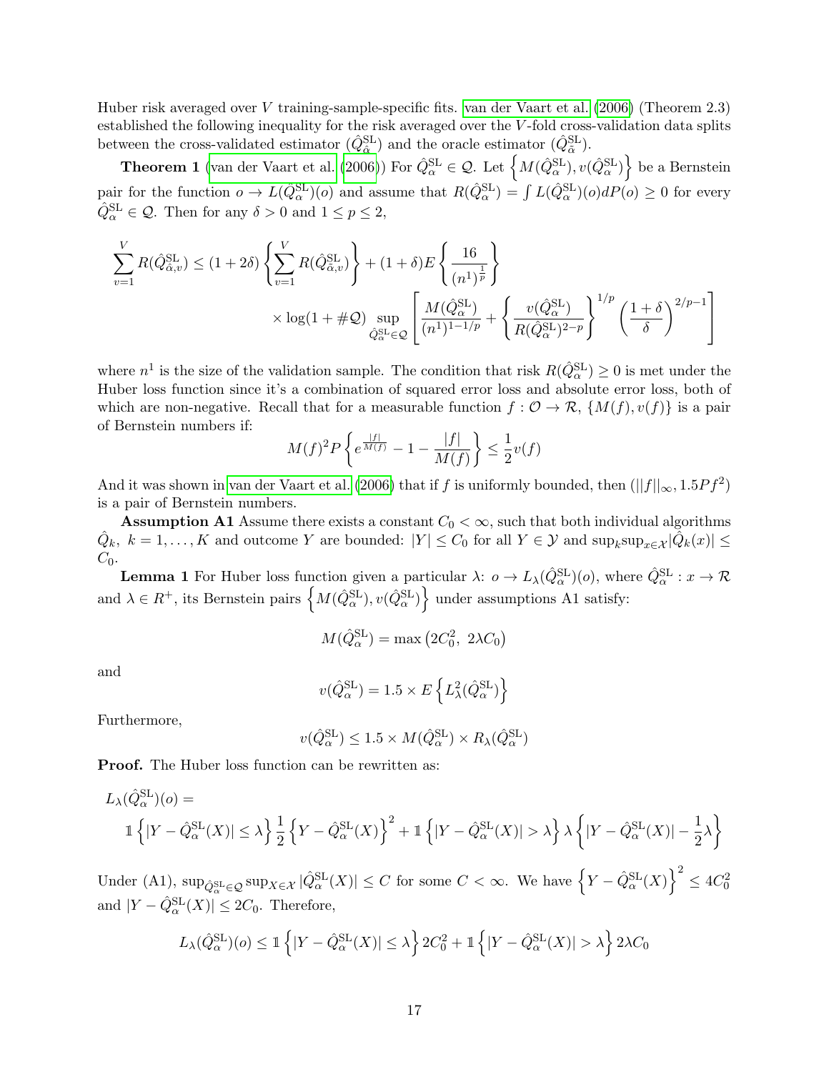Huber risk averaged over $V$ training-sample-specific fits. van der Vaart et al. (2006) (Theorem 2.3) established the following inequality for the risk averaged over the $V$-fold cross-validation data splits between the cross-validated estimator ($\hat{Q}^{\text{SL}}_{\hat{\alpha}}$) and the oracle estimator ($\hat{Q}^{\text{SL}}_{\tilde{\alpha}}$).

**Theorem 1** (van der Vaart et al. (2006)) For $\hat{Q}^{\text{SL}}_{\alpha} \in \mathcal{Q}$. Let $\left\{M(\hat{Q}^{\text{SL}}_{\alpha}), v(\hat{Q}^{\text{SL}}_{\alpha})\right\}$ be a Bernstein pair for the function $o \to L(\hat{Q}^{\text{SL}}_{\alpha})(o)$ and assume that $R(\hat{Q}^{\text{SL}}_{\alpha}) = \int L(\hat{Q}^{\text{SL}}_{\alpha})(o)dP(o) \geq 0$ for every $\hat{Q}^{\text{SL}}_{\alpha} \in \mathcal{Q}$. Then for any $\delta > 0$ and $1 \leq p \leq 2$,

$$\sum_{v=1}^{V} R(\hat{Q}^{\text{SL}}_{\hat{\alpha},v}) \leq (1+2\delta)\left\{\sum_{v=1}^{V} R(\hat{Q}^{\text{SL}}_{\tilde{\alpha},v})\right\} + (1+\delta)E\left\{\frac{16}{(n^1)^{\frac{1}{p}}}\right\} \times \log(1+\#\mathcal{Q}) \sup_{\hat{Q}^{\text{SL}}_{\alpha}\in\mathcal{Q}}\left[\frac{M(\hat{Q}^{\text{SL}}_{\alpha})}{(n^1)^{1-1/p}} + \left\{\frac{v(\hat{Q}^{\text{SL}}_{\alpha})}{R(\hat{Q}^{\text{SL}}_{\alpha})^{2-p}}\right\}^{1/p}\left(\frac{1+\delta}{\delta}\right)^{2/p-1}\right]$$

where $n^1$ is the size of the validation sample. The condition that risk $R(\hat{Q}^{\text{SL}}_{\alpha}) \geq 0$ is met under the Huber loss function since it's a combination of squared error loss and absolute error loss, both of which are non-negative. Recall that for a measurable function $f : \mathcal{O} \to \mathcal{R}$, $\{M(f), v(f)\}$ is a pair of Bernstein numbers if:

$$M(f)^2 P\left\{e^{\frac{|f|}{M(f)}} - 1 - \frac{|f|}{M(f)}\right\} \leq \frac{1}{2}v(f)$$

And it was shown in van der Vaart et al. (2006) that if $f$ is uniformly bounded, then $(||f||_\infty, 1.5Pf^2)$ is a pair of Bernstein numbers.

**Assumption A1** Assume there exists a constant $C_0 < \infty$, such that both individual algorithms $\hat{Q}_k,\ k = 1,\ldots,K$ and outcome $Y$ are bounded: $|Y| \leq C_0$ for all $Y \in \mathcal{Y}$ and $\sup_k \sup_{x\in\mathcal{X}} |\hat{Q}_k(x)| \leq C_0$.

**Lemma 1** For Huber loss function given a particular $\lambda$: $o \to L_\lambda(\hat{Q}^{\text{SL}}_{\alpha})(o)$, where $\hat{Q}^{\text{SL}}_{\alpha} : x \to \mathcal{R}$ and $\lambda \in R^+$, its Bernstein pairs $\left\{M(\hat{Q}^{\text{SL}}_{\alpha}), v(\hat{Q}^{\text{SL}}_{\alpha})\right\}$ under assumptions A1 satisfy:

$$M(\hat{Q}^{\text{SL}}_{\alpha}) = \max\left(2C_0^2,\ 2\lambda C_0\right)$$

and

$$v(\hat{Q}^{\text{SL}}_{\alpha}) = 1.5 \times E\left\{L^2_\lambda(\hat{Q}^{\text{SL}}_{\alpha})\right\}$$

Furthermore,

$$v(\hat{Q}^{\text{SL}}_{\alpha}) \leq 1.5 \times M(\hat{Q}^{\text{SL}}_{\alpha}) \times R_\lambda(\hat{Q}^{\text{SL}}_{\alpha})$$

**Proof.** The Huber loss function can be rewritten as:

$$L_\lambda(\hat{Q}^{\text{SL}}_{\alpha})(o) = \mathbb{1}\left\{|Y - \hat{Q}^{\text{SL}}_{\alpha}(X)| \leq \lambda\right\}\frac{1}{2}\left\{Y - \hat{Q}^{\text{SL}}_{\alpha}(X)\right\}^2 + \mathbb{1}\left\{|Y - \hat{Q}^{\text{SL}}_{\alpha}(X)| > \lambda\right\}\lambda\left\{|Y - \hat{Q}^{\text{SL}}_{\alpha}(X)| - \frac{1}{2}\lambda\right\}$$

Under (A1), $\sup_{\hat{Q}^{\text{SL}}_{\alpha}\in\mathcal{Q}} \sup_{X\in\mathcal{X}} |\hat{Q}^{\text{SL}}_{\alpha}(X)| \leq C$ for some $C < \infty$. We have $\left\{Y - \hat{Q}^{\text{SL}}_{\alpha}(X)\right\}^2 \leq 4C_0^2$ and $|Y - \hat{Q}^{\text{SL}}_{\alpha}(X)| \leq 2C_0$. Therefore,

$$L_\lambda(\hat{Q}^{\text{SL}}_{\alpha})(o) \leq \mathbb{1}\left\{|Y - \hat{Q}^{\text{SL}}_{\alpha}(X)| \leq \lambda\right\}2C_0^2 + \mathbb{1}\left\{|Y - \hat{Q}^{\text{SL}}_{\alpha}(X)| > \lambda\right\}2\lambda C_0$$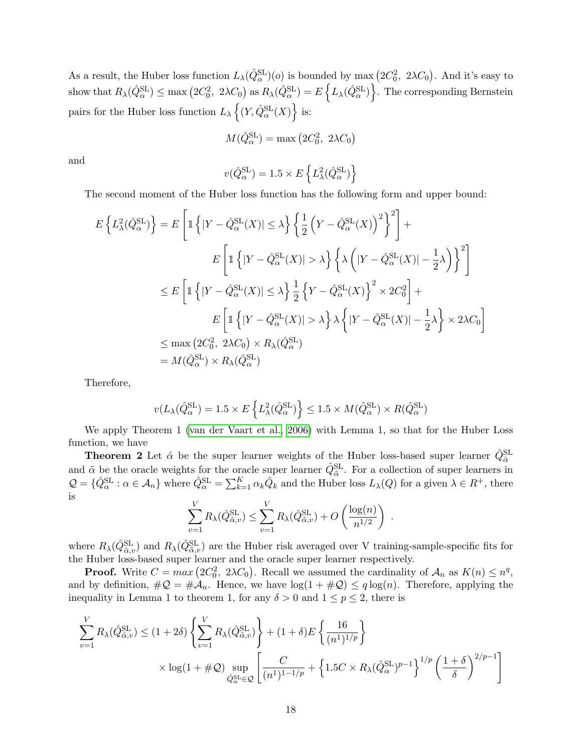As a result, the Huber loss function $L_\lambda(\hat{Q}_\alpha^{\mathrm{SL}})(o)$ is bounded by $\max\left(2C_0^2,\ 2\lambda C_0\right)$. And it's easy to show that $R_\lambda(\hat{Q}_\alpha^{\mathrm{SL}}) \leq \max\left(2C_0^2,\ 2\lambda C_0\right)$ as $R_\lambda(\hat{Q}_\alpha^{\mathrm{SL}}) = E\left\{L_\lambda(\hat{Q}_\alpha^{\mathrm{SL}})\right\}$. The corresponding Bernstein pairs for the Huber loss function $L_\lambda\left\{(Y, \hat{Q}_\alpha^{\mathrm{SL}}(X)\right\}$ is:

$$M(\hat{Q}_\alpha^{\mathrm{SL}}) = \max\left(2C_0^2,\ 2\lambda C_0\right)$$

and

$$v(\hat{Q}_\alpha^{\mathrm{SL}}) = 1.5 \times E\left\{L_\lambda^2(\hat{Q}_\alpha^{\mathrm{SL}})\right\}$$

The second moment of the Huber loss function has the following form and upper bound:

$$\begin{aligned}
E\left\{L_\lambda^2(\hat{Q}_\alpha^{\mathrm{SL}})\right\} &= E\left[\mathbb{1}\left\{|Y - \hat{Q}_\alpha^{\mathrm{SL}}(X)| \leq \lambda\right\}\left\{\frac{1}{2}\left(Y - \hat{Q}_\alpha^{\mathrm{SL}}(X)\right)^2\right\}^2\right] + \\
&\quad E\left[\mathbb{1}\left\{|Y - \hat{Q}_\alpha^{\mathrm{SL}}(X)| > \lambda\right\}\left\{\lambda\left(|Y - \hat{Q}_\alpha^{\mathrm{SL}}(X)| - \frac{1}{2}\lambda\right)\right\}^2\right] \\
&\leq E\left[\mathbb{1}\left\{|Y - \hat{Q}_\alpha^{\mathrm{SL}}(X)| \leq \lambda\right\}\frac{1}{2}\left\{Y - \hat{Q}_\alpha^{\mathrm{SL}}(X)\right\}^2 \times 2C_0^2\right] + \\
&\quad E\left[\mathbb{1}\left\{|Y - \hat{Q}_\alpha^{\mathrm{SL}}(X)| > \lambda\right\}\lambda\left\{|Y - \hat{Q}_\alpha^{\mathrm{SL}}(X)| - \frac{1}{2}\lambda\right\} \times 2\lambda C_0\right] \\
&\leq \max\left(2C_0^2,\ 2\lambda C_0\right) \times R_\lambda(\hat{Q}_\alpha^{\mathrm{SL}}) \\
&= M(\hat{Q}_\alpha^{\mathrm{SL}}) \times R_\lambda(\hat{Q}_\alpha^{\mathrm{SL}})
\end{aligned}$$

Therefore,

$$v(L_\lambda(\hat{Q}_\alpha^{\mathrm{SL}}) = 1.5 \times E\left\{L_\lambda^2(\hat{Q}_\alpha^{\mathrm{SL}})\right\} \leq 1.5 \times M(\hat{Q}_\alpha^{\mathrm{SL}}) \times R(\hat{Q}_\alpha^{\mathrm{SL}})$$

We apply Theorem 1 (van der Vaart et al., 2006) with Lemma 1, so that for the Huber Loss function, we have

**Theorem 2** Let $\hat{\alpha}$ be the super learner weights of the Huber loss-based super learner $\hat{Q}_{\hat{\alpha}}^{\mathrm{SL}}$ and $\tilde{\alpha}$ be the oracle weights for the oracle super learner $\hat{Q}_{\tilde{\alpha}}^{\mathrm{SL}}$. For a collection of super learners in $\mathcal{Q} = \{\hat{Q}_\alpha^{\mathrm{SL}} : \alpha \in \mathcal{A}_n\}$ where $\hat{Q}_\alpha^{\mathrm{SL}} = \sum_{k=1}^K \alpha_k \hat{Q}_k$ and the Huber loss $L_\lambda(Q)$ for a given $\lambda \in R^+$, there is

$$\sum_{v=1}^V R_\lambda(\hat{Q}_{\hat{\alpha},v}^{\mathrm{SL}}) \leq \sum_{v=1}^V R_\lambda(\hat{Q}_{\tilde{\alpha},v}^{\mathrm{SL}}) + O\left(\frac{\log(n)}{n^{1/2}}\right)\ .$$

where $R_\lambda(\hat{Q}_{\hat{\alpha},v}^{\mathrm{SL}})$ and $R_\lambda(\hat{Q}_{\tilde{\alpha},v}^{\mathrm{SL}})$ are the Huber risk averaged over V training-sample-specific fits for the Huber loss-based super learner and the oracle super learner respectively.

**Proof.** Write $C = max\left(2C_0^2,\ 2\lambda C_0\right)$. Recall we assumed the cardinality of $\mathcal{A}_n$ as $K(n) \leq n^q$, and by definition, $\#\mathcal{Q} = \#\mathcal{A}_n$. Hence, we have $\log(1 + \#\mathcal{Q}) \leq q\log(n)$. Therefore, applying the inequality in Lemma 1 to theorem 1, for any $\delta > 0$ and $1 \leq p \leq 2$, there is

$$\begin{aligned}
\sum_{v=1}^V R_\lambda(\hat{Q}_{\hat{\alpha},v}^{\mathrm{SL}}) \leq (1 + 2\delta)\left\{\sum_{v=1}^V R_\lambda(\hat{Q}_{\tilde{\alpha},v}^{\mathrm{SL}})\right\} + (1 + \delta)E\left\{\frac{16}{(n^1)^{1/p}}\right\} \\
\times \log(1 + \#\mathcal{Q}) \sup_{\hat{Q}_\alpha^{\mathrm{SL}} \in \mathcal{Q}}\left[\frac{C}{(n^1)^{1 - 1/p}} + \left\{1.5C \times R_\lambda(\hat{Q}_\alpha^{\mathrm{SL}})^{p-1}\right\}^{1/p}\left(\frac{1 + \delta}{\delta}\right)^{2/p - 1}\right]
\end{aligned}$$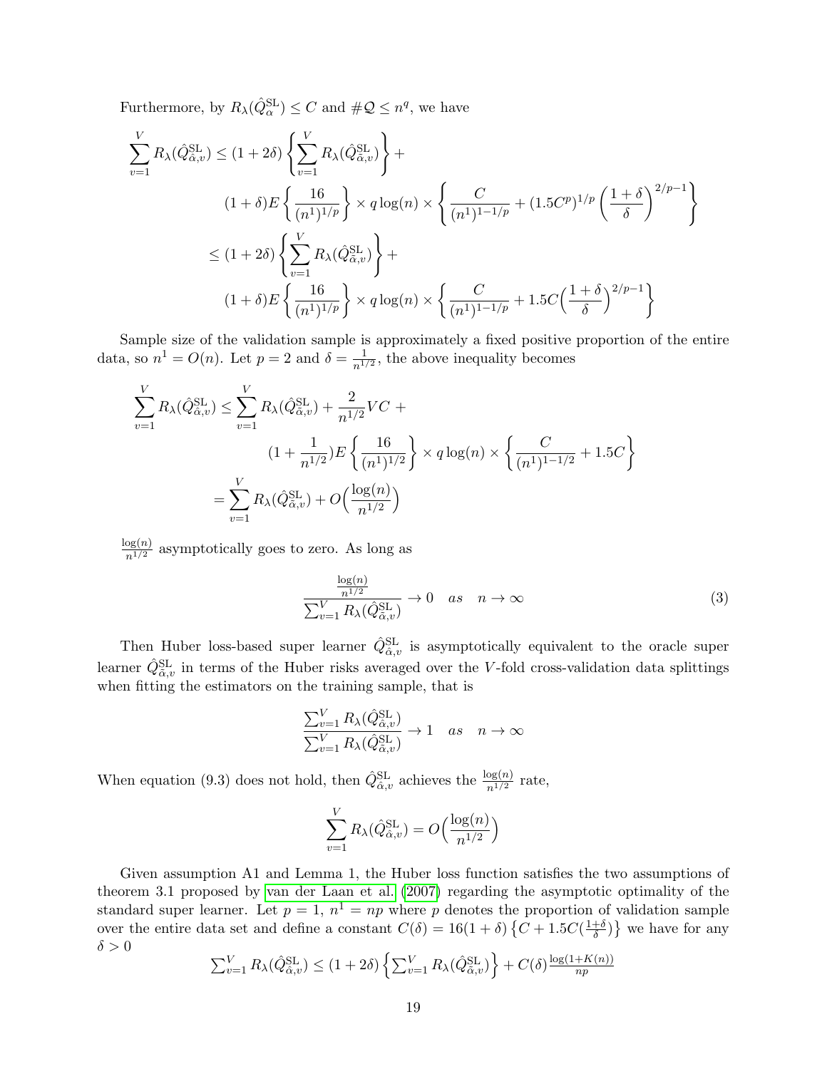Furthermore, by $R_\lambda(\hat{Q}^{\text{SL}}_{\alpha}) \leq C$ and $\#\mathcal{Q} \leq n^q$, we have

$$
\begin{aligned}
\sum_{v=1}^{V} R_\lambda(\hat{Q}^{\text{SL}}_{\hat{\alpha},v}) &\leq (1+2\delta)\left\{\sum_{v=1}^{V} R_\lambda(\hat{Q}^{\text{SL}}_{\tilde{\alpha},v})\right\} + \\
&\qquad (1+\delta) E\left\{\frac{16}{(n^1)^{1/p}}\right\} \times q\log(n) \times \left\{\frac{C}{(n^1)^{1-1/p}} + (1.5C^p)^{1/p}\left(\frac{1+\delta}{\delta}\right)^{2/p-1}\right\} \\
&\leq (1+2\delta)\left\{\sum_{v=1}^{V} R_\lambda(\hat{Q}^{\text{SL}}_{\tilde{\alpha},v})\right\} + \\
&\qquad (1+\delta) E\left\{\frac{16}{(n^1)^{1/p}}\right\} \times q\log(n) \times \left\{\frac{C}{(n^1)^{1-1/p}} + 1.5C\Big(\frac{1+\delta}{\delta}\Big)^{2/p-1}\right\}
\end{aligned}
$$

Sample size of the validation sample is approximately a fixed positive proportion of the entire data, so $n^1 = O(n)$. Let $p = 2$ and $\delta = \frac{1}{n^{1/2}}$, the above inequality becomes

$$
\begin{aligned}
\sum_{v=1}^{V} R_\lambda(\hat{Q}^{\text{SL}}_{\hat{\alpha},v}) &\leq \sum_{v=1}^{V} R_\lambda(\hat{Q}^{\text{SL}}_{\tilde{\alpha},v}) + \frac{2}{n^{1/2}} VC + \\
&\qquad (1+\frac{1}{n^{1/2}}) E\left\{\frac{16}{(n^1)^{1/2}}\right\} \times q\log(n) \times \left\{\frac{C}{(n^1)^{1-1/2}} + 1.5C\right\} \\
&= \sum_{v=1}^{V} R_\lambda(\hat{Q}^{\text{SL}}_{\tilde{\alpha},v}) + O\Big(\frac{\log(n)}{n^{1/2}}\Big)
\end{aligned}
$$

$\frac{\log(n)}{n^{1/2}}$ asymptotically goes to zero. As long as

$$
\frac{\frac{\log(n)}{n^{1/2}}}{\sum_{v=1}^{V} R_\lambda(\hat{Q}^{\text{SL}}_{\tilde{\alpha},v})} \to 0 \quad as \quad n \to \infty \tag{3}
$$

Then Huber loss-based super learner $\hat{Q}^{\text{SL}}_{\hat{\alpha},v}$ is asymptotically equivalent to the oracle super learner $\hat{Q}^{\text{SL}}_{\tilde{\alpha},v}$ in terms of the Huber risks averaged over the $V$-fold cross-validation data splittings when fitting the estimators on the training sample, that is

$$
\frac{\sum_{v=1}^{V} R_\lambda(\hat{Q}^{\text{SL}}_{\hat{\alpha},v})}{\sum_{v=1}^{V} R_\lambda(\hat{Q}^{\text{SL}}_{\tilde{\alpha},v})} \to 1 \quad as \quad n \to \infty
$$

When equation (9.3) does not hold, then $\hat{Q}^{\text{SL}}_{\hat{\alpha},v}$ achieves the $\frac{\log(n)}{n^{1/2}}$ rate,

$$
\sum_{v=1}^{V} R_\lambda(\hat{Q}^{\text{SL}}_{\hat{\alpha},v}) = O\Big(\frac{\log(n)}{n^{1/2}}\Big)
$$

Given assumption A1 and Lemma 1, the Huber loss function satisfies the two assumptions of theorem 3.1 proposed by van der Laan et al. (2007) regarding the asymptotic optimality of the standard super learner. Let $p = 1$, $n^1 = np$ where $p$ denotes the proportion of validation sample over the entire data set and define a constant $C(\delta) = 16(1+\delta)\left\{C + 1.5C(\frac{1+\delta}{\delta})\right\}$ we have for any $\delta > 0$

$$
\sum_{v=1}^{V} R_\lambda(\hat{Q}^{\text{SL}}_{\hat{\alpha},v}) \leq (1+2\delta)\left\{\sum_{v=1}^{V} R_\lambda(\hat{Q}^{\text{SL}}_{\tilde{\alpha},v})\right\} + C(\delta)\frac{\log(1+K(n))}{np}
$$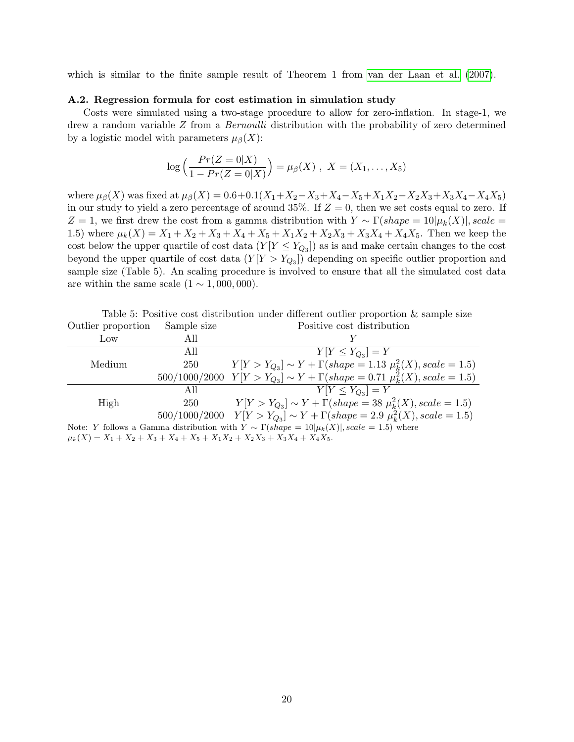which is similar to the finite sample result of Theorem 1 from van der Laan et al. (2007).

### A.2. Regression formula for cost estimation in simulation study

Costs were simulated using a two-stage procedure to allow for zero-inflation. In stage-1, we drew a random variable $Z$ from a *Bernoulli* distribution with the probability of zero determined by a logistic model with parameters $\mu_\beta(X)$:

$$\log\left(\frac{Pr(Z=0|X)}{1-Pr(Z=0|X)}\right) = \mu_\beta(X)\ ,\ X=(X_1,\ldots,X_5)$$

where $\mu_\beta(X)$ was fixed at $\mu_\beta(X) = 0.6+0.1(X_1+X_2-X_3+X_4-X_5+X_1X_2-X_2X_3+X_3X_4-X_4X_5)$ in our study to yield a zero percentage of around 35%. If $Z=0$, then we set costs equal to zero. If $Z=1$, we first drew the cost from a gamma distribution with $Y \sim \Gamma(shape = 10|\mu_k(X)|, scale = 1.5)$ where $\mu_k(X) = X_1+X_2+X_3+X_4+X_5+X_1X_2+X_2X_3+X_3X_4+X_4X_5$. Then we keep the cost below the upper quartile of cost data ($Y[Y \le Y_{Q_3}]$) as is and make certain changes to the cost beyond the upper quartile of cost data ($Y[Y > Y_{Q_3}]$) depending on specific outlier proportion and sample size (Table 5). An scaling procedure is involved to ensure that all the simulated cost data are within the same scale ($1 \sim 1,000,000$).

Table 5: Positive cost distribution under different outlier proportion & sample size

| Outlier proportion | Sample size | Positive cost distribution |
|---|---|---|
| Low | All | $Y$ |
| Medium | All | $Y[Y \le Y_{Q_3}] = Y$ |
| | 250 | $Y[Y > Y_{Q_3}] \sim Y + \Gamma(shape = 1.13\ \mu_k^2(X), scale = 1.5)$ |
| | 500/1000/2000 | $Y[Y > Y_{Q_3}] \sim Y + \Gamma(shape = 0.71\ \mu_k^2(X), scale = 1.5)$ |
| High | All | $Y[Y \le Y_{Q_3}] = Y$ |
| | 250 | $Y[Y > Y_{Q_3}] \sim Y + \Gamma(shape = 38\ \mu_k^2(X), scale = 1.5)$ |
| | 500/1000/2000 | $Y[Y > Y_{Q_3}] \sim Y + \Gamma(shape = 2.9\ \mu_k^2(X), scale = 1.5)$ |

Note: $Y$ follows a Gamma distribution with $Y \sim \Gamma(shape = 10|\mu_k(X)|, scale = 1.5)$ where $\mu_k(X) = X_1+X_2+X_3+X_4+X_5+X_1X_2+X_2X_3+X_3X_4+X_4X_5$.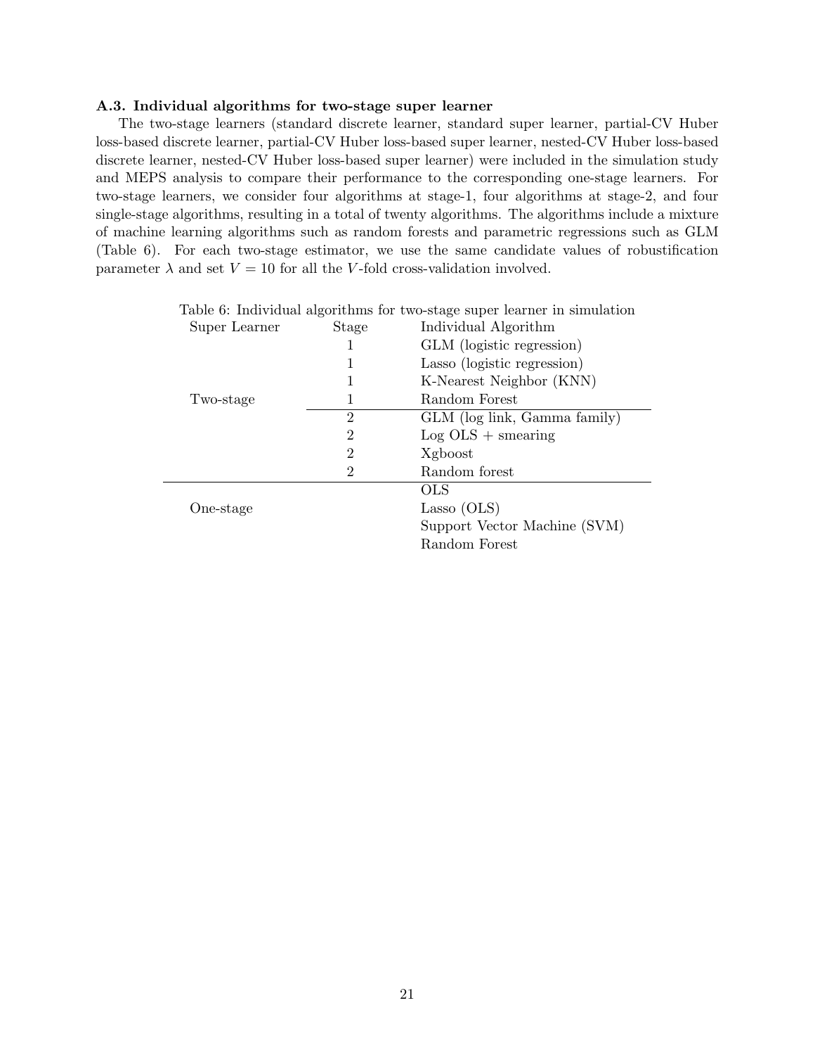### A.3. Individual algorithms for two-stage super learner

The two-stage learners (standard discrete learner, standard super learner, partial-CV Huber loss-based discrete learner, partial-CV Huber loss-based super learner, nested-CV Huber loss-based discrete learner, nested-CV Huber loss-based super learner) were included in the simulation study and MEPS analysis to compare their performance to the corresponding one-stage learners. For two-stage learners, we consider four algorithms at stage-1, four algorithms at stage-2, and four single-stage algorithms, resulting in a total of twenty algorithms. The algorithms include a mixture of machine learning algorithms such as random forests and parametric regressions such as GLM (Table 6). For each two-stage estimator, we use the same candidate values of robustification parameter $\lambda$ and set $V = 10$ for all the $V$-fold cross-validation involved.

Table 6: Individual algorithms for two-stage super learner in simulation

| Super Learner | Stage | Individual Algorithm |
|---|---|---|
| Two-stage | 1 | GLM (logistic regression) |
| | 1 | Lasso (logistic regression) |
| | 1 | K-Nearest Neighbor (KNN) |
| | 1 | Random Forest |
| | 2 | GLM (log link, Gamma family) |
| | 2 | Log OLS + smearing |
| | 2 | Xgboost |
| | 2 | Random forest |
| One-stage | | OLS |
| | | Lasso (OLS) |
| | | Support Vector Machine (SVM) |
| | | Random Forest |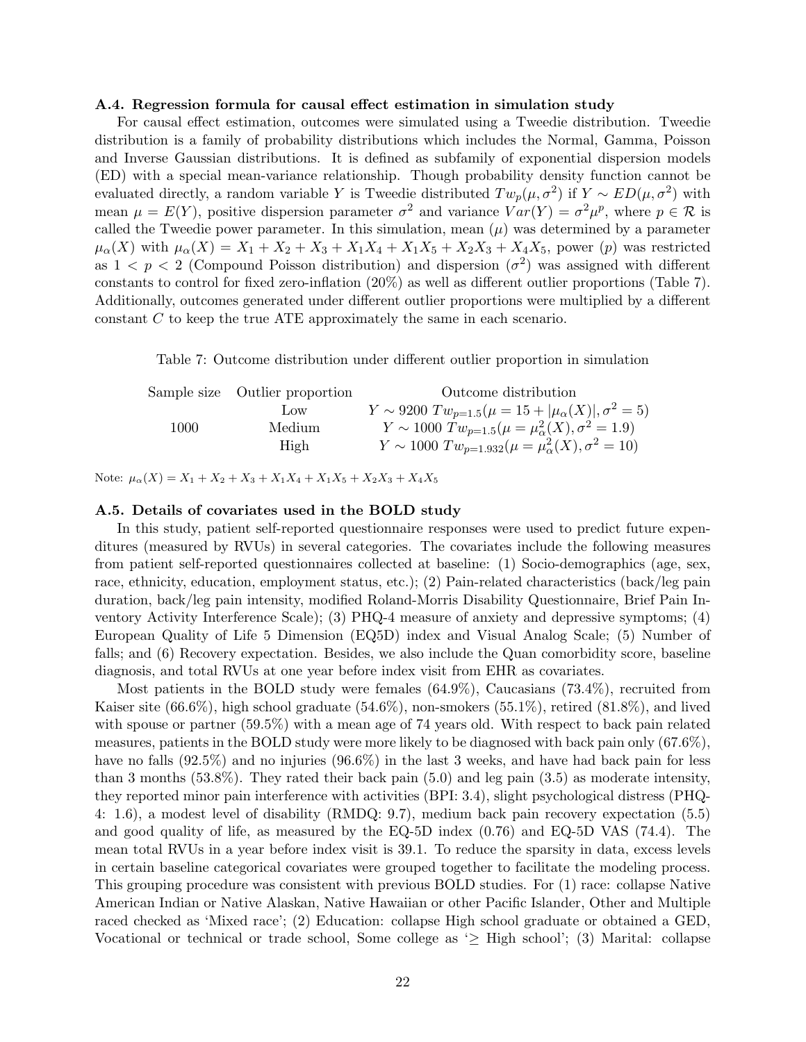### A.4. Regression formula for causal effect estimation in simulation study

For causal effect estimation, outcomes were simulated using a Tweedie distribution. Tweedie distribution is a family of probability distributions which includes the Normal, Gamma, Poisson and Inverse Gaussian distributions. It is defined as subfamily of exponential dispersion models (ED) with a special mean-variance relationship. Though probability density function cannot be evaluated directly, a random variable $Y$ is Tweedie distributed $Tw_p(\mu, \sigma^2)$ if $Y \sim ED(\mu, \sigma^2)$ with mean $\mu = E(Y)$, positive dispersion parameter $\sigma^2$ and variance $Var(Y) = \sigma^2 \mu^p$, where $p \in \mathcal{R}$ is called the Tweedie power parameter. In this simulation, mean ($\mu$) was determined by a parameter $\mu_\alpha(X)$ with $\mu_\alpha(X) = X_1 + X_2 + X_3 + X_1X_4 + X_1X_5 + X_2X_3 + X_4X_5$, power ($p$) was restricted as $1 < p < 2$ (Compound Poisson distribution) and dispersion ($\sigma^2$) was assigned with different constants to control for fixed zero-inflation (20%) as well as different outlier proportions (Table 7). Additionally, outcomes generated under different outlier proportions were multiplied by a different constant $C$ to keep the true ATE approximately the same in each scenario.

Table 7: Outcome distribution under different outlier proportion in simulation

| Sample size | Outlier proportion | Outcome distribution |
|---|---|---|
| | Low | $Y \sim 9200\ Tw_{p=1.5}(\mu = 15 + \lvert\mu_\alpha(X)\rvert, \sigma^2 = 5)$ |
| 1000 | Medium | $Y \sim 1000\ Tw_{p=1.5}(\mu = \mu_\alpha^2(X), \sigma^2 = 1.9)$ |
| | High | $Y \sim 1000\ Tw_{p=1.932}(\mu = \mu_\alpha^2(X), \sigma^2 = 10)$ |

Note: $\mu_\alpha(X) = X_1 + X_2 + X_3 + X_1X_4 + X_1X_5 + X_2X_3 + X_4X_5$

### A.5. Details of covariates used in the BOLD study

In this study, patient self-reported questionnaire responses were used to predict future expenditures (measured by RVUs) in several categories. The covariates include the following measures from patient self-reported questionnaires collected at baseline: (1) Socio-demographics (age, sex, race, ethnicity, education, employment status, etc.); (2) Pain-related characteristics (back/leg pain duration, back/leg pain intensity, modified Roland-Morris Disability Questionnaire, Brief Pain Inventory Activity Interference Scale); (3) PHQ-4 measure of anxiety and depressive symptoms; (4) European Quality of Life 5 Dimension (EQ5D) index and Visual Analog Scale; (5) Number of falls; and (6) Recovery expectation. Besides, we also include the Quan comorbidity score, baseline diagnosis, and total RVUs at one year before index visit from EHR as covariates.

Most patients in the BOLD study were females (64.9%), Caucasians (73.4%), recruited from Kaiser site (66.6%), high school graduate (54.6%), non-smokers (55.1%), retired (81.8%), and lived with spouse or partner (59.5%) with a mean age of 74 years old. With respect to back pain related measures, patients in the BOLD study were more likely to be diagnosed with back pain only (67.6%), have no falls (92.5%) and no injuries (96.6%) in the last 3 weeks, and have had back pain for less than 3 months (53.8%). They rated their back pain (5.0) and leg pain (3.5) as moderate intensity, they reported minor pain interference with activities (BPI: 3.4), slight psychological distress (PHQ-4: 1.6), a modest level of disability (RMDQ: 9.7), medium back pain recovery expectation (5.5) and good quality of life, as measured by the EQ-5D index (0.76) and EQ-5D VAS (74.4). The mean total RVUs in a year before index visit is 39.1. To reduce the sparsity in data, excess levels in certain baseline categorical covariates were grouped together to facilitate the modeling process. This grouping procedure was consistent with previous BOLD studies. For (1) race: collapse Native American Indian or Native Alaskan, Native Hawaiian or other Pacific Islander, Other and Multiple raced checked as 'Mixed race'; (2) Education: collapse High school graduate or obtained a GED, Vocational or technical or trade school, Some college as '$\geq$ High school'; (3) Marital: collapse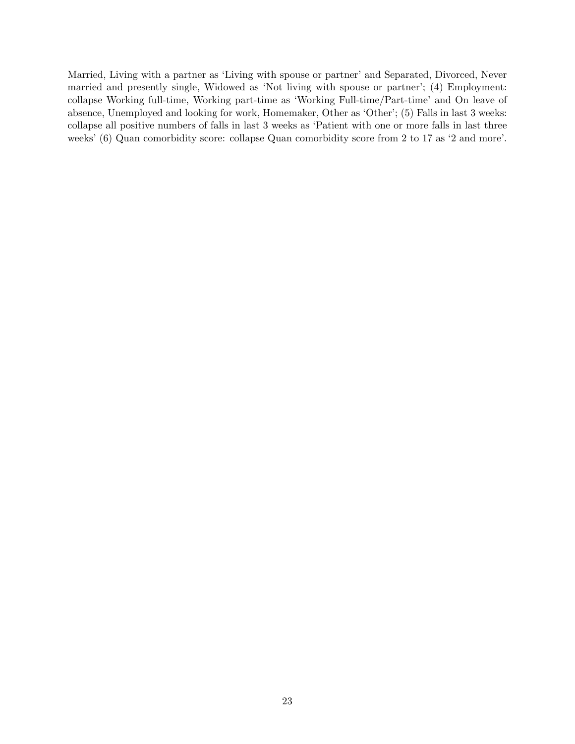Married, Living with a partner as 'Living with spouse or partner' and Separated, Divorced, Never married and presently single, Widowed as 'Not living with spouse or partner'; (4) Employment: collapse Working full-time, Working part-time as 'Working Full-time/Part-time' and On leave of absence, Unemployed and looking for work, Homemaker, Other as 'Other'; (5) Falls in last 3 weeks: collapse all positive numbers of falls in last 3 weeks as 'Patient with one or more falls in last three weeks' (6) Quan comorbidity score: collapse Quan comorbidity score from 2 to 17 as '2 and more'.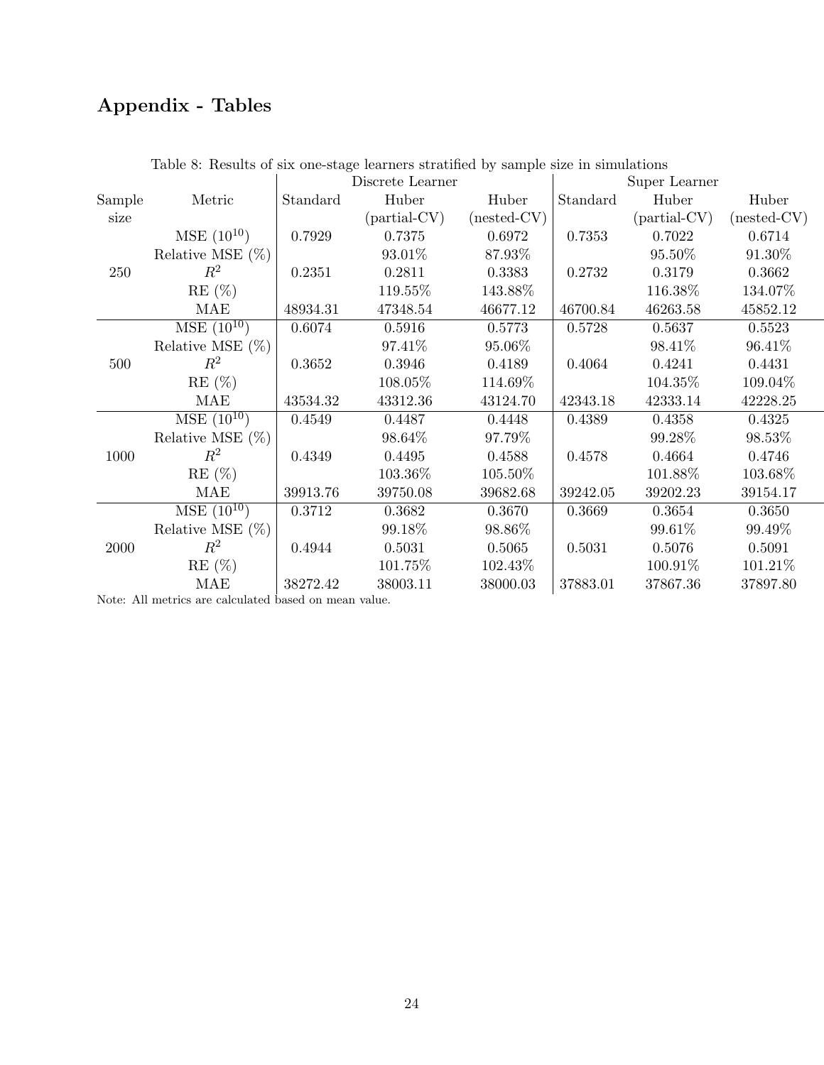## Appendix - Tables

Table 8: Results of six one-stage learners stratified by sample size in simulations

| Sample size | Metric | Discrete Learner | | | Super Learner | | |
|---|---|---|---|---|---|---|---|
| | | Standard | Huber (partial-CV) | Huber (nested-CV) | Standard | Huber (partial-CV) | Huber (nested-CV) |
| 250 | MSE ($10^{10}$) | 0.7929 | 0.7375 | 0.6972 | 0.7353 | 0.7022 | 0.6714 |
| | Relative MSE (%) | | 93.01% | 87.93% | | 95.50% | 91.30% |
| | $R^2$ | 0.2351 | 0.2811 | 0.3383 | 0.2732 | 0.3179 | 0.3662 |
| | RE (%) | | 119.55% | 143.88% | | 116.38% | 134.07% |
| | MAE | 48934.31 | 47348.54 | 46677.12 | 46700.84 | 46263.58 | 45852.12 |
| 500 | MSE ($10^{10}$) | 0.6074 | 0.5916 | 0.5773 | 0.5728 | 0.5637 | 0.5523 |
| | Relative MSE (%) | | 97.41% | 95.06% | | 98.41% | 96.41% |
| | $R^2$ | 0.3652 | 0.3946 | 0.4189 | 0.4064 | 0.4241 | 0.4431 |
| | RE (%) | | 108.05% | 114.69% | | 104.35% | 109.04% |
| | MAE | 43534.32 | 43312.36 | 43124.70 | 42343.18 | 42333.14 | 42228.25 |
| 1000 | MSE ($10^{10}$) | 0.4549 | 0.4487 | 0.4448 | 0.4389 | 0.4358 | 0.4325 |
| | Relative MSE (%) | | 98.64% | 97.79% | | 99.28% | 98.53% |
| | $R^2$ | 0.4349 | 0.4495 | 0.4588 | 0.4578 | 0.4664 | 0.4746 |
| | RE (%) | | 103.36% | 105.50% | | 101.88% | 103.68% |
| | MAE | 39913.76 | 39750.08 | 39682.68 | 39242.05 | 39202.23 | 39154.17 |
| 2000 | MSE ($10^{10}$) | 0.3712 | 0.3682 | 0.3670 | 0.3669 | 0.3654 | 0.3650 |
| | Relative MSE (%) | | 99.18% | 98.86% | | 99.61% | 99.49% |
| | $R^2$ | 0.4944 | 0.5031 | 0.5065 | 0.5031 | 0.5076 | 0.5091 |
| | RE (%) | | 101.75% | 102.43% | | 100.91% | 101.21% |
| | MAE | 38272.42 | 38003.11 | 38000.03 | 37883.01 | 37867.36 | 37897.80 |

Note: All metrics are calculated based on mean value.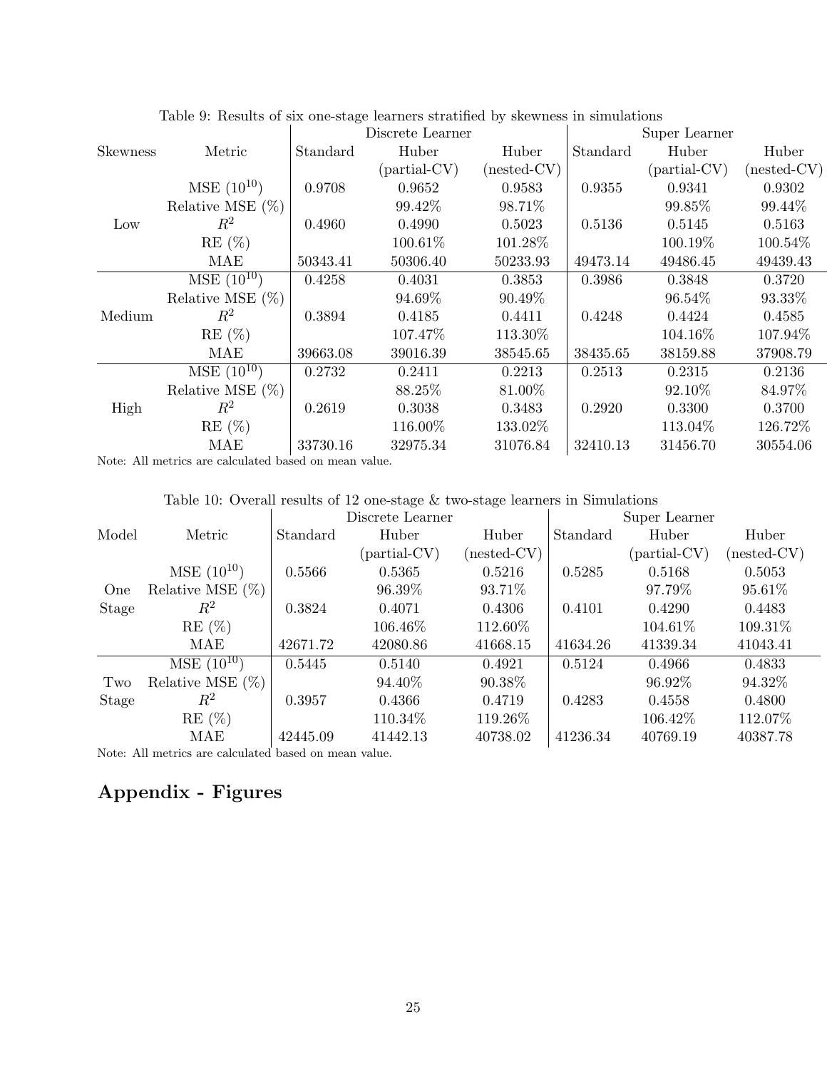Table 9: Results of six one-stage learners stratified by skewness in simulations

| | | Discrete Learner | | | Super Learner | | |
|---|---|---|---|---|---|---|---|
| Skewness | Metric | Standard | Huber (partial-CV) | Huber (nested-CV) | Standard | Huber (partial-CV) | Huber (nested-CV) |
| Low | MSE ($10^{10}$) | 0.9708 | 0.9652 | 0.9583 | 0.9355 | 0.9341 | 0.9302 |
| | Relative MSE (%) | | 99.42% | 98.71% | | 99.85% | 99.44% |
| | $R^2$ | 0.4960 | 0.4990 | 0.5023 | 0.5136 | 0.5145 | 0.5163 |
| | RE (%) | | 100.61% | 101.28% | | 100.19% | 100.54% |
| | MAE | 50343.41 | 50306.40 | 50233.93 | 49473.14 | 49486.45 | 49439.43 |
| Medium | MSE ($10^{10}$) | 0.4258 | 0.4031 | 0.3853 | 0.3986 | 0.3848 | 0.3720 |
| | Relative MSE (%) | | 94.69% | 90.49% | | 96.54% | 93.33% |
| | $R^2$ | 0.3894 | 0.4185 | 0.4411 | 0.4248 | 0.4424 | 0.4585 |
| | RE (%) | | 107.47% | 113.30% | | 104.16% | 107.94% |
| | MAE | 39663.08 | 39016.39 | 38545.65 | 38435.65 | 38159.88 | 37908.79 |
| High | MSE ($10^{10}$) | 0.2732 | 0.2411 | 0.2213 | 0.2513 | 0.2315 | 0.2136 |
| | Relative MSE (%) | | 88.25% | 81.00% | | 92.10% | 84.97% |
| | $R^2$ | 0.2619 | 0.3038 | 0.3483 | 0.2920 | 0.3300 | 0.3700 |
| | RE (%) | | 116.00% | 133.02% | | 113.04% | 126.72% |
| | MAE | 33730.16 | 32975.34 | 31076.84 | 32410.13 | 31456.70 | 30554.06 |

Note: All metrics are calculated based on mean value.

Table 10: Overall results of 12 one-stage & two-stage learners in Simulations

| | | Discrete Learner | | | Super Learner | | |
|---|---|---|---|---|---|---|---|
| Model | Metric | Standard | Huber (partial-CV) | Huber (nested-CV) | Standard | Huber (partial-CV) | Huber (nested-CV) |
| One Stage | MSE ($10^{10}$) | 0.5566 | 0.5365 | 0.5216 | 0.5285 | 0.5168 | 0.5053 |
| | Relative MSE (%) | | 96.39% | 93.71% | | 97.79% | 95.61% |
| | $R^2$ | 0.3824 | 0.4071 | 0.4306 | 0.4101 | 0.4290 | 0.4483 |
| | RE (%) | | 106.46% | 112.60% | | 104.61% | 109.31% |
| | MAE | 42671.72 | 42080.86 | 41668.15 | 41634.26 | 41339.34 | 41043.41 |
| Two Stage | MSE ($10^{10}$) | 0.5445 | 0.5140 | 0.4921 | 0.5124 | 0.4966 | 0.4833 |
| | Relative MSE (%) | | 94.40% | 90.38% | | 96.92% | 94.32% |
| | $R^2$ | 0.3957 | 0.4366 | 0.4719 | 0.4283 | 0.4558 | 0.4800 |
| | RE (%) | | 110.34% | 119.26% | | 106.42% | 112.07% |
| | MAE | 42445.09 | 41442.13 | 40738.02 | 41236.34 | 40769.19 | 40387.78 |

Note: All metrics are calculated based on mean value.

## Appendix - Figures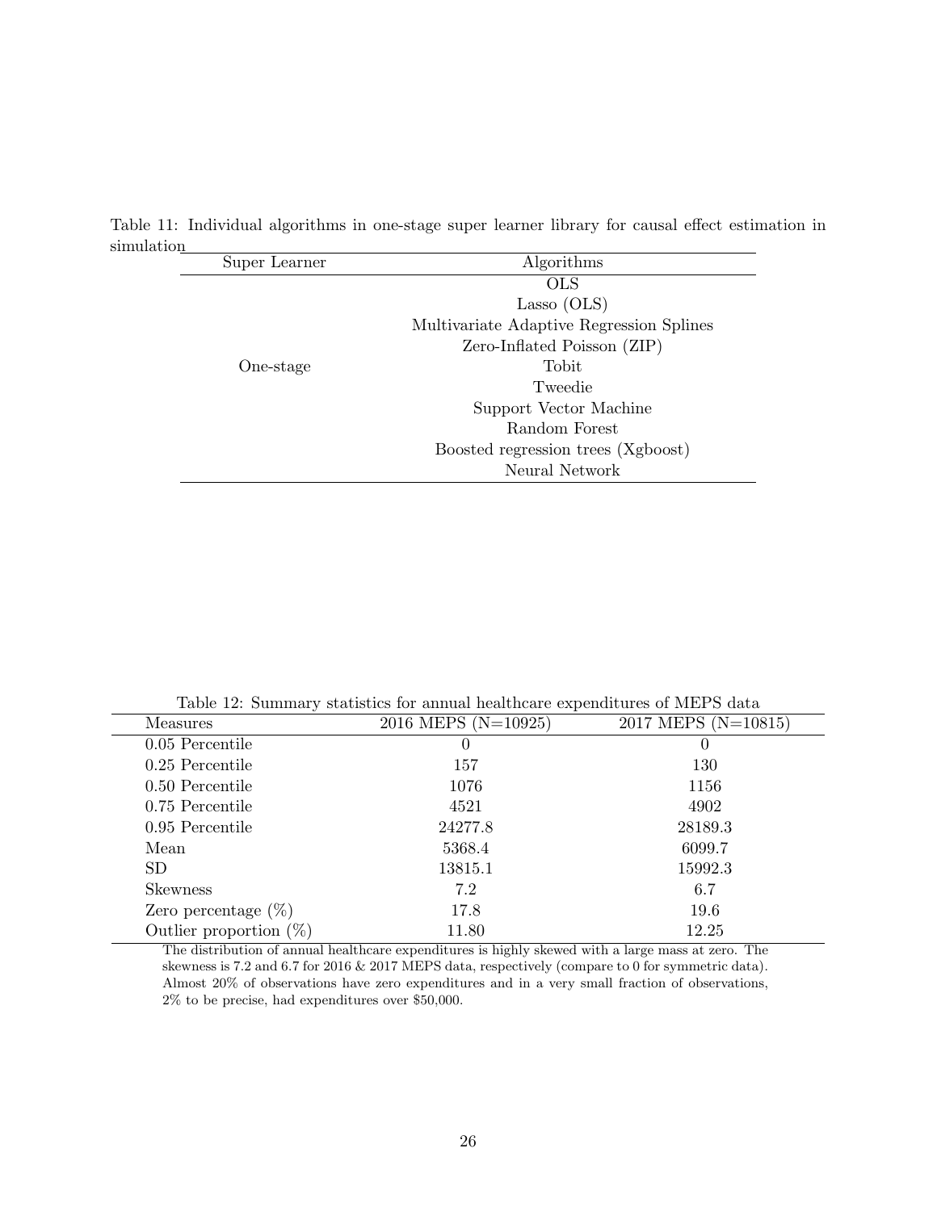Table 11: Individual algorithms in one-stage super learner library for causal effect estimation in simulation

| Super Learner | Algorithms |
|---|---|
| One-stage | OLS |
| | Lasso (OLS) |
| | Multivariate Adaptive Regression Splines |
| | Zero-Inflated Poisson (ZIP) |
| | Tobit |
| | Tweedie |
| | Support Vector Machine |
| | Random Forest |
| | Boosted regression trees (Xgboost) |
| | Neural Network |

Table 12: Summary statistics for annual healthcare expenditures of MEPS data

| Measures | 2016 MEPS (N=10925) | 2017 MEPS (N=10815) |
|---|---|---|
| 0.05 Percentile | 0 | 0 |
| 0.25 Percentile | 157 | 130 |
| 0.50 Percentile | 1076 | 1156 |
| 0.75 Percentile | 4521 | 4902 |
| 0.95 Percentile | 24277.8 | 28189.3 |
| Mean | 5368.4 | 6099.7 |
| SD | 13815.1 | 15992.3 |
| Skewness | 7.2 | 6.7 |
| Zero percentage (%) | 17.8 | 19.6 |
| Outlier proportion (%) | 11.80 | 12.25 |

The distribution of annual healthcare expenditures is highly skewed with a large mass at zero. The skewness is 7.2 and 6.7 for 2016 & 2017 MEPS data, respectively (compare to 0 for symmetric data). Almost 20% of observations have zero expenditures and in a very small fraction of observations, 2% to be precise, had expenditures over $50,000.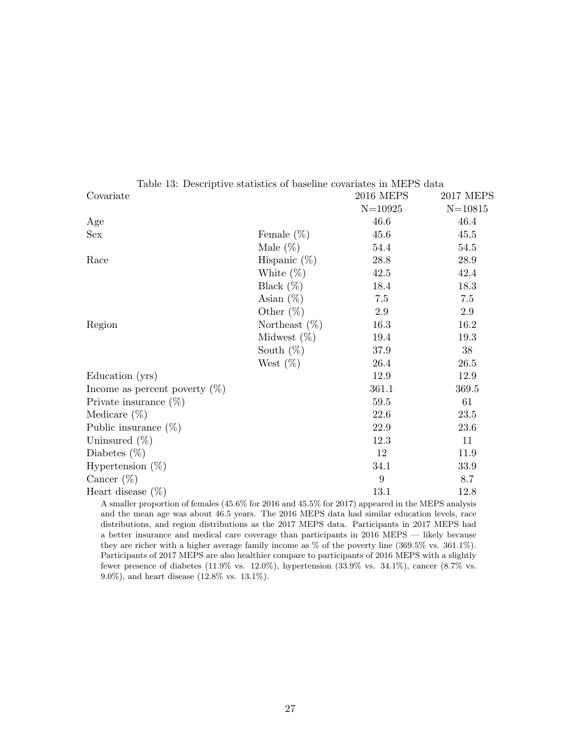Table 13: Descriptive statistics of baseline covariates in MEPS data

| Covariate | | 2016 MEPS N=10925 | 2017 MEPS N=10815 |
|---|---|---|---|
| Age | | 46.6 | 46.4 |
| Sex | Female (%) | 45.6 | 45.5 |
| | Male (%) | 54.4 | 54.5 |
| Race | Hispanic (%) | 28.8 | 28.9 |
| | White (%) | 42.5 | 42.4 |
| | Black (%) | 18.4 | 18.3 |
| | Asian (%) | 7.5 | 7.5 |
| | Other (%) | 2.9 | 2.9 |
| Region | Northeast (%) | 16.3 | 16.2 |
| | Midwest (%) | 19.4 | 19.3 |
| | South (%) | 37.9 | 38 |
| | West (%) | 26.4 | 26.5 |
| Education (yrs) | | 12.9 | 12.9 |
| Income as percent poverty (%) | | 361.1 | 369.5 |
| Private insurance (%) | | 59.5 | 61 |
| Medicare (%) | | 22.6 | 23.5 |
| Public insurance (%) | | 22.9 | 23.6 |
| Uninsured (%) | | 12.3 | 11 |
| Diabetes (%) | | 12 | 11.9 |
| Hypertension (%) | | 34.1 | 33.9 |
| Cancer (%) | | 9 | 8.7 |
| Heart disease (%) | | 13.1 | 12.8 |

A smaller proportion of females (45.6% for 2016 and 45.5% for 2017) appeared in the MEPS analysis and the mean age was about 46.5 years. The 2016 MEPS data had similar education levels, race distributions, and region distributions as the 2017 MEPS data. Participants in 2017 MEPS had a better insurance and medical care coverage than participants in 2016 MEPS — likely because they are richer with a higher average family income as % of the poverty line (369.5% vs. 361.1%). Participants of 2017 MEPS are also healthier compare to participants of 2016 MEPS with a slightly fewer presence of diabetes (11.9% vs. 12.0%), hypertension (33.9% vs. 34.1%), cancer (8.7% vs. 9.0%), and heart disease (12.8% vs. 13.1%).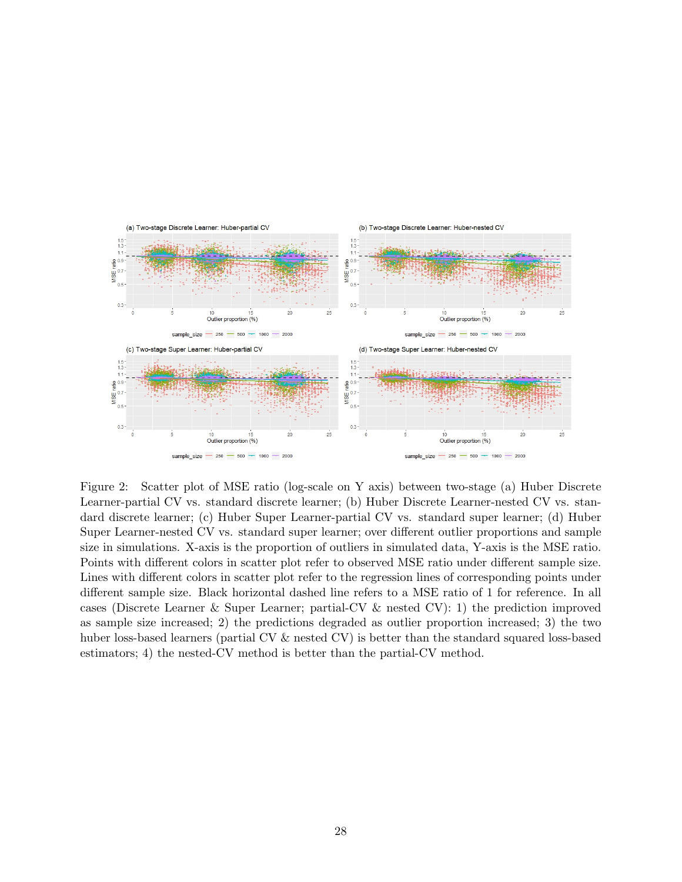Figure 2: Scatter plot of MSE ratio (log-scale on Y axis) between two-stage (a) Huber Discrete Learner-partial CV vs. standard discrete learner; (b) Huber Discrete Learner-nested CV vs. standard discrete learner; (c) Huber Super Learner-partial CV vs. standard super learner; (d) Huber Super Learner-nested CV vs. standard super learner; over different outlier proportions and sample size in simulations. X-axis is the proportion of outliers in simulated data, Y-axis is the MSE ratio. Points with different colors in scatter plot refer to observed MSE ratio under different sample size. Lines with different colors in scatter plot refer to the regression lines of corresponding points under different sample size. Black horizontal dashed line refers to a MSE ratio of 1 for reference. In all cases (Discrete Learner & Super Learner; partial-CV & nested CV): 1) the prediction improved as sample size increased; 2) the predictions degraded as outlier proportion increased; 3) the two huber loss-based learners (partial CV & nested CV) is better than the standard squared loss-based estimators; 4) the nested-CV method is better than the partial-CV method.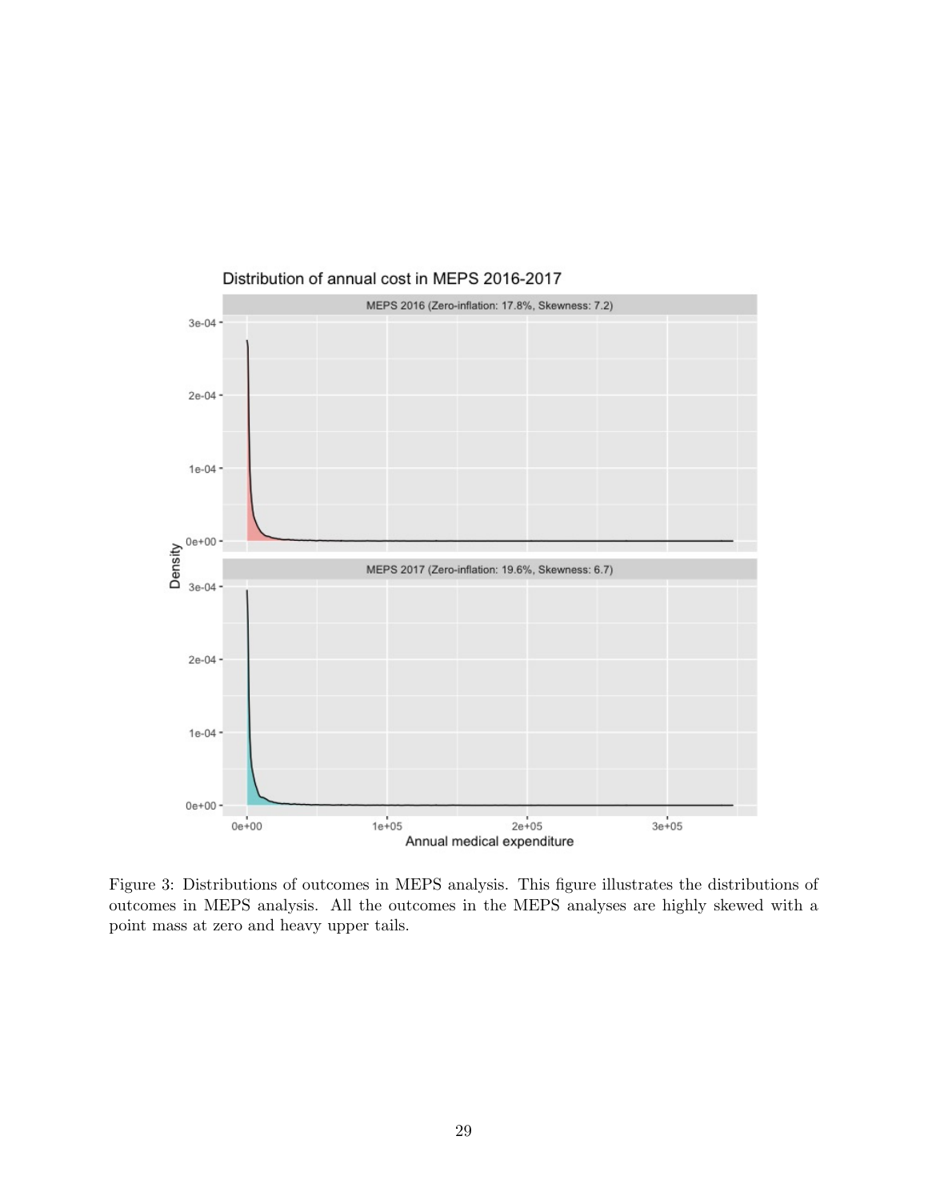Figure 3: Distributions of outcomes in MEPS analysis. This figure illustrates the distributions of outcomes in MEPS analysis. All the outcomes in the MEPS analyses are highly skewed with a point mass at zero and heavy upper tails.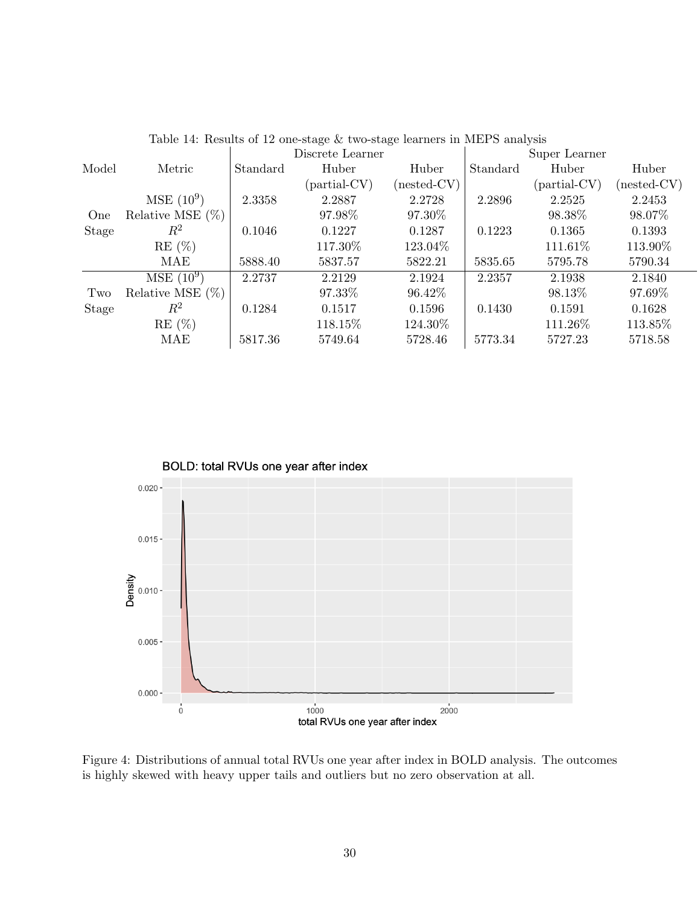Table 14: Results of 12 one-stage & two-stage learners in MEPS analysis

| Model | Metric | Discrete Learner | | | Super Learner | | |
|---|---|---|---|---|---|---|---|
| | | Standard | Huber (partial-CV) | Huber (nested-CV) | Standard | Huber (partial-CV) | Huber (nested-CV) |
| One Stage | MSE ($10^9$) | 2.3358 | 2.2887 | 2.2728 | 2.2896 | 2.2525 | 2.2453 |
| | Relative MSE (%) | | 97.98% | 97.30% | | 98.38% | 98.07% |
| | $R^2$ | 0.1046 | 0.1227 | 0.1287 | 0.1223 | 0.1365 | 0.1393 |
| | RE (%) | | 117.30% | 123.04% | | 111.61% | 113.90% |
| | MAE | 5888.40 | 5837.57 | 5822.21 | 5835.65 | 5795.78 | 5790.34 |
| Two Stage | MSE ($10^9$) | 2.2737 | 2.2129 | 2.1924 | 2.2357 | 2.1938 | 2.1840 |
| | Relative MSE (%) | | 97.33% | 96.42% | | 98.13% | 97.69% |
| | $R^2$ | 0.1284 | 0.1517 | 0.1596 | 0.1430 | 0.1591 | 0.1628 |
| | RE (%) | | 118.15% | 124.30% | | 111.26% | 113.85% |
| | MAE | 5817.36 | 5749.64 | 5728.46 | 5773.34 | 5727.23 | 5718.58 |

Figure 4: Distributions of annual total RVUs one year after index in BOLD analysis. The outcomes is highly skewed with heavy upper tails and outliers but no zero observation at all.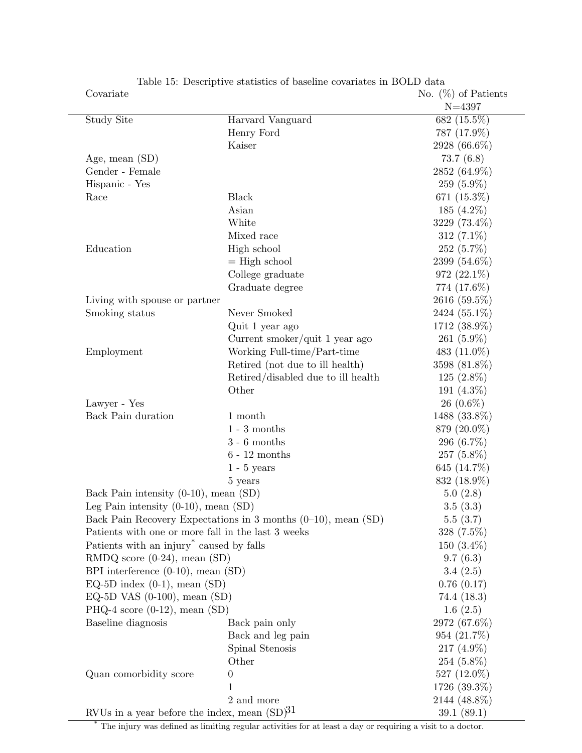Table 15: Descriptive statistics of baseline covariates in BOLD data

| Covariate | | No. (%) of Patients N=4397 |
|---|---|---|
| Study Site | Harvard Vanguard | 682 (15.5%) |
| | Henry Ford | 787 (17.9%) |
| | Kaiser | 2928 (66.6%) |
| Age, mean (SD) | | 73.7 (6.8) |
| Gender - Female | | 2852 (64.9%) |
| Hispanic - Yes | | 259 (5.9%) |
| Race | Black | 671 (15.3%) |
| | Asian | 185 (4.2%) |
| | White | 3229 (73.4%) |
| | Mixed race | 312 (7.1%) |
| Education | High school | 252 (5.7%) |
| | = High school | 2399 (54.6%) |
| | College graduate | 972 (22.1%) |
| | Graduate degree | 774 (17.6%) |
| Living with spouse or partner | | 2616 (59.5%) |
| Smoking status | Never Smoked | 2424 (55.1%) |
| | Quit 1 year ago | 1712 (38.9%) |
| | Current smoker/quit 1 year ago | 261 (5.9%) |
| Employment | Working Full-time/Part-time | 483 (11.0%) |
| | Retired (not due to ill health) | 3598 (81.8%) |
| | Retired/disabled due to ill health | 125 (2.8%) |
| | Other | 191 (4.3%) |
| Lawyer - Yes | | 26 (0.6%) |
| Back Pain duration | 1 month | 1488 (33.8%) |
| | 1 - 3 months | 879 (20.0%) |
| | 3 - 6 months | 296 (6.7%) |
| | 6 - 12 months | 257 (5.8%) |
| | 1 - 5 years | 645 (14.7%) |
| | 5 years | 832 (18.9%) |
| Back Pain intensity (0-10), mean (SD) | | 5.0 (2.8) |
| Leg Pain intensity (0-10), mean (SD) | | 3.5 (3.3) |
| Back Pain Recovery Expectations in 3 months (0–10), mean (SD) | | 5.5 (3.7) |
| Patients with one or more fall in the last 3 weeks | | 328 (7.5%) |
| Patients with an injury* caused by falls | | 150 (3.4%) |
| RMDQ score (0-24), mean (SD) | | 9.7 (6.3) |
| BPI interference (0-10), mean (SD) | | 3.4 (2.5) |
| EQ-5D index (0-1), mean (SD) | | 0.76 (0.17) |
| EQ-5D VAS (0-100), mean (SD) | | 74.4 (18.3) |
| PHQ-4 score (0-12), mean (SD) | | 1.6 (2.5) |
| Baseline diagnosis | Back pain only | 2972 (67.6%) |
| | Back and leg pain | 954 (21.7%) |
| | Spinal Stenosis | 217 (4.9%) |
| | Other | 254 (5.8%) |
| Quan comorbidity score | 0 | 527 (12.0%) |
| | 1 | 1726 (39.3%) |
| | 2 and more | 2144 (48.8%) |
| RVUs in a year before the index, mean (SD) | | 39.1 (89.1) |

* The injury was defined as limiting regular activities for at least a day or requiring a visit to a doctor.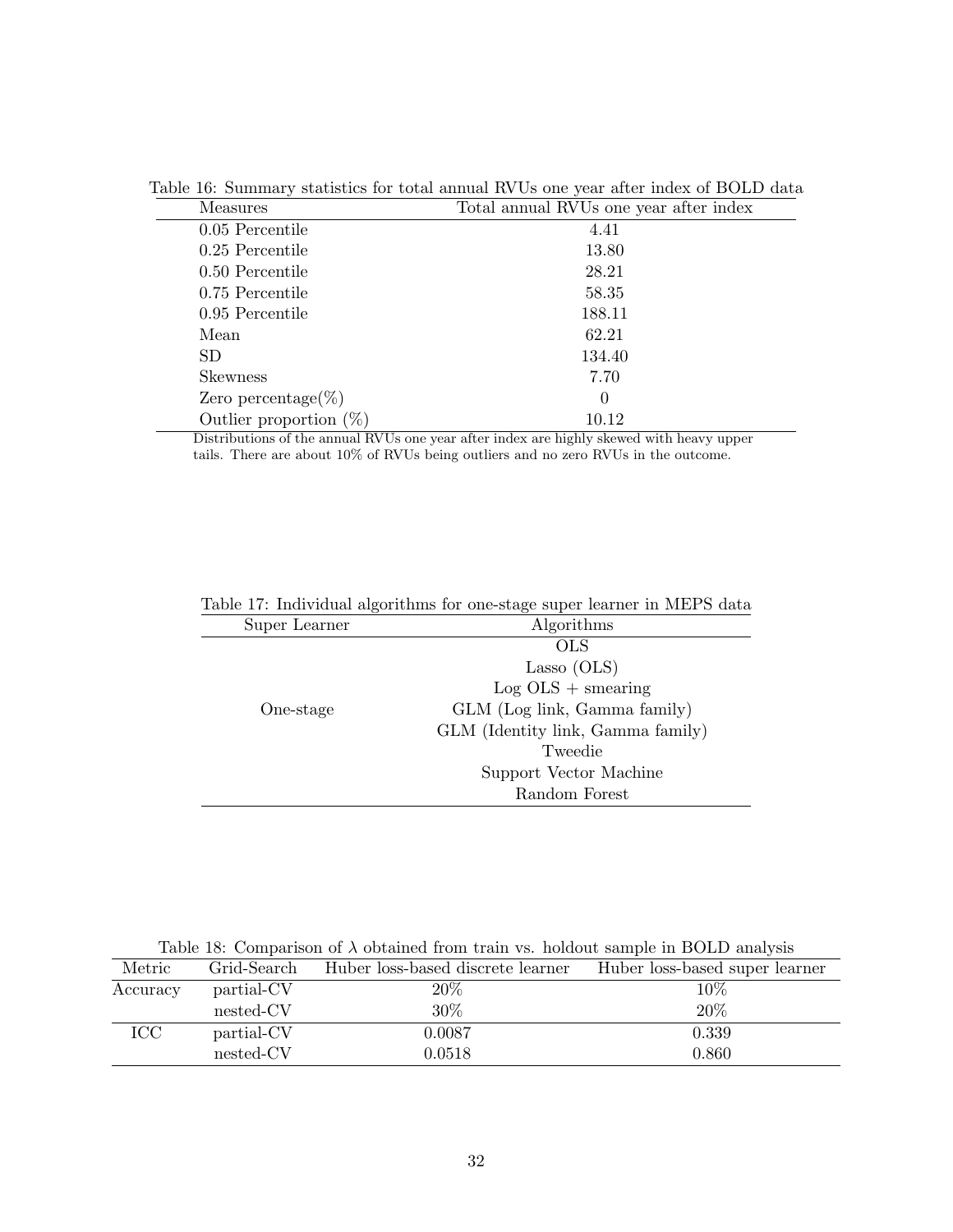Table 16: Summary statistics for total annual RVUs one year after index of BOLD data

| Measures | Total annual RVUs one year after index |
|---|---|
| 0.05 Percentile | 4.41 |
| 0.25 Percentile | 13.80 |
| 0.50 Percentile | 28.21 |
| 0.75 Percentile | 58.35 |
| 0.95 Percentile | 188.11 |
| Mean | 62.21 |
| SD | 134.40 |
| Skewness | 7.70 |
| Zero percentage(%) | 0 |
| Outlier proportion (%) | 10.12 |

Distributions of the annual RVUs one year after index are highly skewed with heavy upper tails. There are about 10% of RVUs being outliers and no zero RVUs in the outcome.

Table 17: Individual algorithms for one-stage super learner in MEPS data

| Super Learner | Algorithms |
|---|---|
| One-stage | OLS |
| | Lasso (OLS) |
| | Log OLS + smearing |
| | GLM (Log link, Gamma family) |
| | GLM (Identity link, Gamma family) |
| | Tweedie |
| | Support Vector Machine |
| | Random Forest |

Table 18: Comparison of $\lambda$ obtained from train vs. holdout sample in BOLD analysis

| Metric | Grid-Search | Huber loss-based discrete learner | Huber loss-based super learner |
|---|---|---|---|
| Accuracy | partial-CV | 20% | 10% |
| | nested-CV | 30% | 20% |
| ICC | partial-CV | 0.0087 | 0.339 |
| | nested-CV | 0.0518 | 0.860 |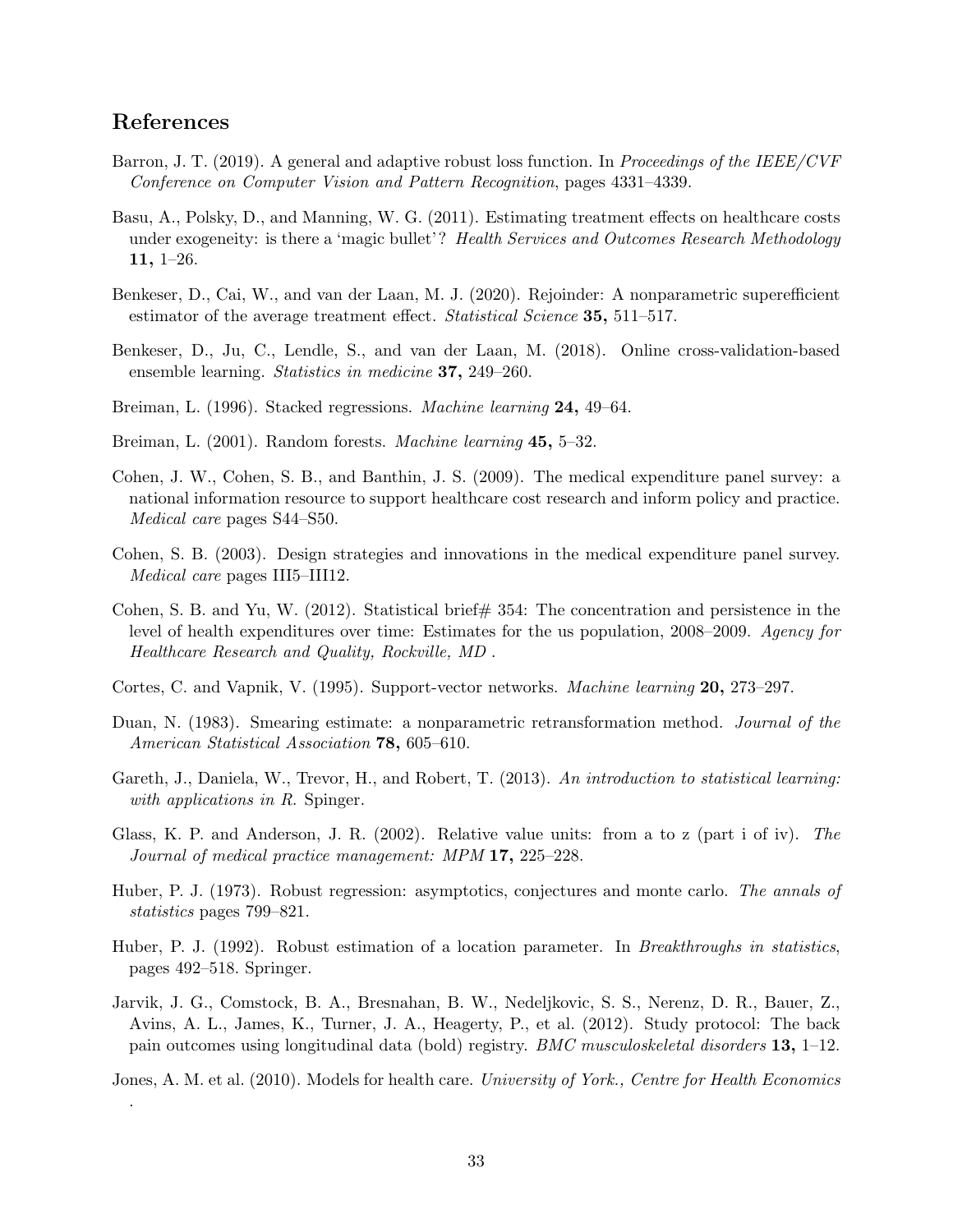## References

Barron, J. T. (2019). A general and adaptive robust loss function. In *Proceedings of the IEEE/CVF Conference on Computer Vision and Pattern Recognition*, pages 4331–4339.

Basu, A., Polsky, D., and Manning, W. G. (2011). Estimating treatment effects on healthcare costs under exogeneity: is there a 'magic bullet'? *Health Services and Outcomes Research Methodology* **11,** 1–26.

Benkeser, D., Cai, W., and van der Laan, M. J. (2020). Rejoinder: A nonparametric superefficient estimator of the average treatment effect. *Statistical Science* **35,** 511–517.

Benkeser, D., Ju, C., Lendle, S., and van der Laan, M. (2018). Online cross-validation-based ensemble learning. *Statistics in medicine* **37,** 249–260.

Breiman, L. (1996). Stacked regressions. *Machine learning* **24,** 49–64.

Breiman, L. (2001). Random forests. *Machine learning* **45,** 5–32.

Cohen, J. W., Cohen, S. B., and Banthin, J. S. (2009). The medical expenditure panel survey: a national information resource to support healthcare cost research and inform policy and practice. *Medical care* pages S44–S50.

Cohen, S. B. (2003). Design strategies and innovations in the medical expenditure panel survey. *Medical care* pages III5–III12.

Cohen, S. B. and Yu, W. (2012). Statistical brief# 354: The concentration and persistence in the level of health expenditures over time: Estimates for the us population, 2008–2009. *Agency for Healthcare Research and Quality, Rockville, MD* .

Cortes, C. and Vapnik, V. (1995). Support-vector networks. *Machine learning* **20,** 273–297.

Duan, N. (1983). Smearing estimate: a nonparametric retransformation method. *Journal of the American Statistical Association* **78,** 605–610.

Gareth, J., Daniela, W., Trevor, H., and Robert, T. (2013). *An introduction to statistical learning: with applications in R.* Spinger.

Glass, K. P. and Anderson, J. R. (2002). Relative value units: from a to z (part i of iv). *The Journal of medical practice management: MPM* **17,** 225–228.

Huber, P. J. (1973). Robust regression: asymptotics, conjectures and monte carlo. *The annals of statistics* pages 799–821.

Huber, P. J. (1992). Robust estimation of a location parameter. In *Breakthroughs in statistics*, pages 492–518. Springer.

Jarvik, J. G., Comstock, B. A., Bresnahan, B. W., Nedeljkovic, S. S., Nerenz, D. R., Bauer, Z., Avins, A. L., James, K., Turner, J. A., Heagerty, P., et al. (2012). Study protocol: The back pain outcomes using longitudinal data (bold) registry. *BMC musculoskeletal disorders* **13,** 1–12.

Jones, A. M. et al. (2010). Models for health care. *University of York., Centre for Health Economics* .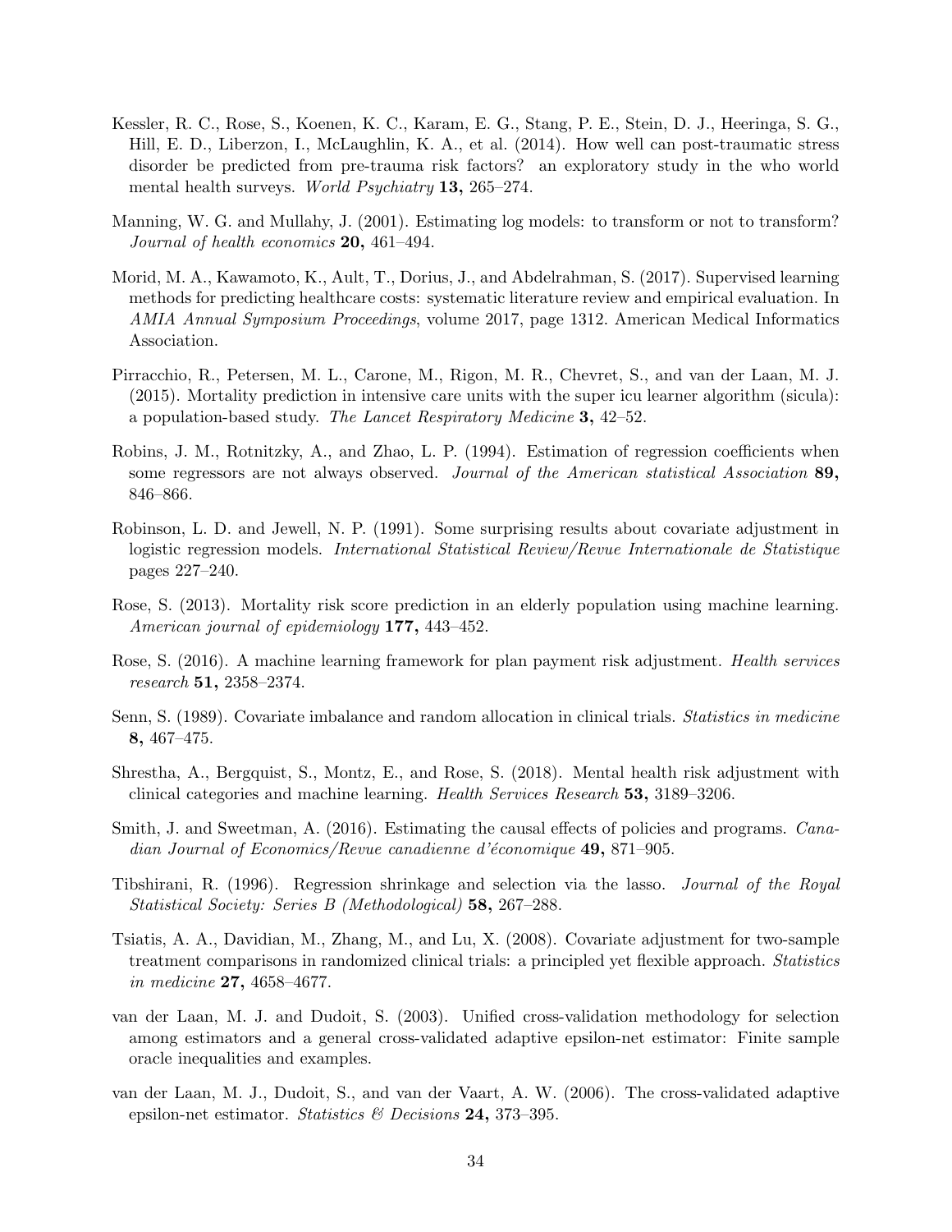Kessler, R. C., Rose, S., Koenen, K. C., Karam, E. G., Stang, P. E., Stein, D. J., Heeringa, S. G., Hill, E. D., Liberzon, I., McLaughlin, K. A., et al. (2014). How well can post-traumatic stress disorder be predicted from pre-trauma risk factors? an exploratory study in the who world mental health surveys. *World Psychiatry* **13,** 265–274.

Manning, W. G. and Mullahy, J. (2001). Estimating log models: to transform or not to transform? *Journal of health economics* **20,** 461–494.

Morid, M. A., Kawamoto, K., Ault, T., Dorius, J., and Abdelrahman, S. (2017). Supervised learning methods for predicting healthcare costs: systematic literature review and empirical evaluation. In *AMIA Annual Symposium Proceedings*, volume 2017, page 1312. American Medical Informatics Association.

Pirracchio, R., Petersen, M. L., Carone, M., Rigon, M. R., Chevret, S., and van der Laan, M. J. (2015). Mortality prediction in intensive care units with the super icu learner algorithm (sicula): a population-based study. *The Lancet Respiratory Medicine* **3,** 42–52.

Robins, J. M., Rotnitzky, A., and Zhao, L. P. (1994). Estimation of regression coefficients when some regressors are not always observed. *Journal of the American statistical Association* **89,** 846–866.

Robinson, L. D. and Jewell, N. P. (1991). Some surprising results about covariate adjustment in logistic regression models. *International Statistical Review/Revue Internationale de Statistique* pages 227–240.

Rose, S. (2013). Mortality risk score prediction in an elderly population using machine learning. *American journal of epidemiology* **177,** 443–452.

Rose, S. (2016). A machine learning framework for plan payment risk adjustment. *Health services research* **51,** 2358–2374.

Senn, S. (1989). Covariate imbalance and random allocation in clinical trials. *Statistics in medicine* **8,** 467–475.

Shrestha, A., Bergquist, S., Montz, E., and Rose, S. (2018). Mental health risk adjustment with clinical categories and machine learning. *Health Services Research* **53,** 3189–3206.

Smith, J. and Sweetman, A. (2016). Estimating the causal effects of policies and programs. *Canadian Journal of Economics/Revue canadienne d'économique* **49,** 871–905.

Tibshirani, R. (1996). Regression shrinkage and selection via the lasso. *Journal of the Royal Statistical Society: Series B (Methodological)* **58,** 267–288.

Tsiatis, A. A., Davidian, M., Zhang, M., and Lu, X. (2008). Covariate adjustment for two-sample treatment comparisons in randomized clinical trials: a principled yet flexible approach. *Statistics in medicine* **27,** 4658–4677.

van der Laan, M. J. and Dudoit, S. (2003). Unified cross-validation methodology for selection among estimators and a general cross-validated adaptive epsilon-net estimator: Finite sample oracle inequalities and examples.

van der Laan, M. J., Dudoit, S., and van der Vaart, A. W. (2006). The cross-validated adaptive epsilon-net estimator. *Statistics & Decisions* **24,** 373–395.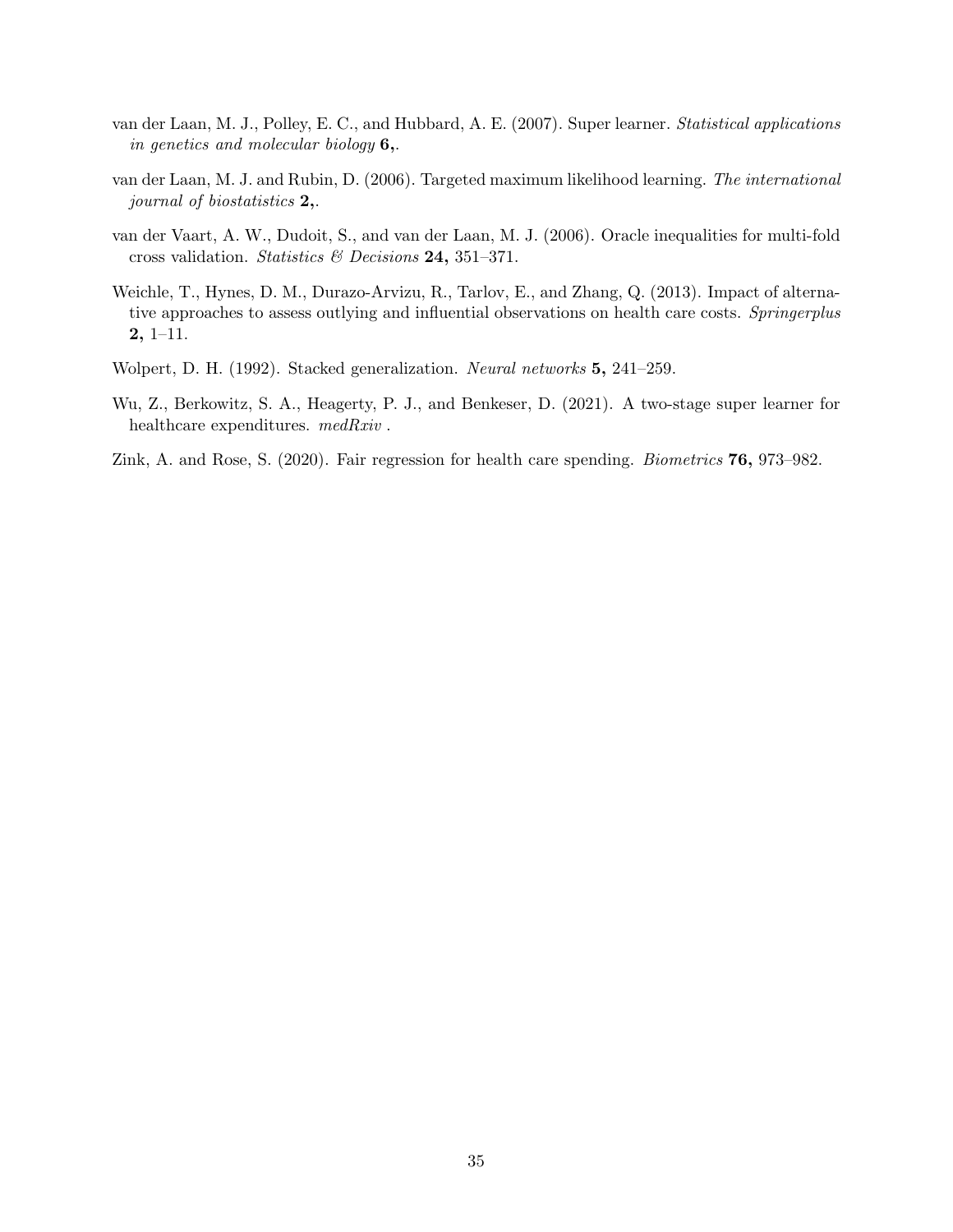van der Laan, M. J., Polley, E. C., and Hubbard, A. E. (2007). Super learner. *Statistical applications in genetics and molecular biology* **6,**.

van der Laan, M. J. and Rubin, D. (2006). Targeted maximum likelihood learning. *The international journal of biostatistics* **2,**.

van der Vaart, A. W., Dudoit, S., and van der Laan, M. J. (2006). Oracle inequalities for multi-fold cross validation. *Statistics & Decisions* **24,** 351–371.

Weichle, T., Hynes, D. M., Durazo-Arvizu, R., Tarlov, E., and Zhang, Q. (2013). Impact of alternative approaches to assess outlying and influential observations on health care costs. *Springerplus* **2,** 1–11.

Wolpert, D. H. (1992). Stacked generalization. *Neural networks* **5,** 241–259.

Wu, Z., Berkowitz, S. A., Heagerty, P. J., and Benkeser, D. (2021). A two-stage super learner for healthcare expenditures. *medRxiv* .

Zink, A. and Rose, S. (2020). Fair regression for health care spending. *Biometrics* **76,** 973–982.